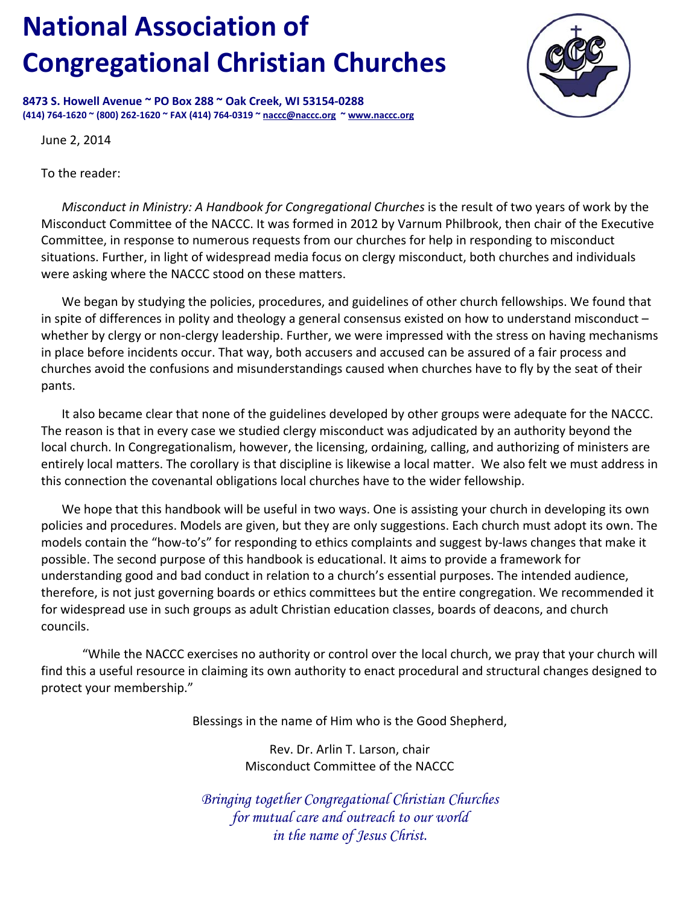# National Association of Congregational Christian Churches

**8473 S. Howell Avenue ~ PO Box 288 ~ Oak Creek, WI 53154-0288**
**(414) 764-1620 ~ (800) 262-1620 ~ FAX (414) 764-0319 ~ naccc@naccc.org ~ www.naccc.org**

June 2, 2014

To the reader:

*Misconduct in Ministry: A Handbook for Congregational Churches* is the result of two years of work by the Misconduct Committee of the NACCC. It was formed in 2012 by Varnum Philbrook, then chair of the Executive Committee, in response to numerous requests from our churches for help in responding to misconduct situations. Further, in light of widespread media focus on clergy misconduct, both churches and individuals were asking where the NACCC stood on these matters.

We began by studying the policies, procedures, and guidelines of other church fellowships. We found that in spite of differences in polity and theology a general consensus existed on how to understand misconduct – whether by clergy or non-clergy leadership. Further, we were impressed with the stress on having mechanisms in place before incidents occur. That way, both accusers and accused can be assured of a fair process and churches avoid the confusions and misunderstandings caused when churches have to fly by the seat of their pants.

It also became clear that none of the guidelines developed by other groups were adequate for the NACCC. The reason is that in every case we studied clergy misconduct was adjudicated by an authority beyond the local church. In Congregationalism, however, the licensing, ordaining, calling, and authorizing of ministers are entirely local matters. The corollary is that discipline is likewise a local matter. We also felt we must address in this connection the covenantal obligations local churches have to the wider fellowship.

We hope that this handbook will be useful in two ways. One is assisting your church in developing its own policies and procedures. Models are given, but they are only suggestions. Each church must adopt its own. The models contain the "how-to's" for responding to ethics complaints and suggest by-laws changes that make it possible. The second purpose of this handbook is educational. It aims to provide a framework for understanding good and bad conduct in relation to a church's essential purposes. The intended audience, therefore, is not just governing boards or ethics committees but the entire congregation. We recommended it for widespread use in such groups as adult Christian education classes, boards of deacons, and church councils.

"While the NACCC exercises no authority or control over the local church, we pray that your church will find this a useful resource in claiming its own authority to enact procedural and structural changes designed to protect your membership."

Blessings in the name of Him who is the Good Shepherd,

Rev. Dr. Arlin T. Larson, chair
Misconduct Committee of the NACCC

*Bringing together Congregational Christian Churches for mutual care and outreach to our world in the name of Jesus Christ.*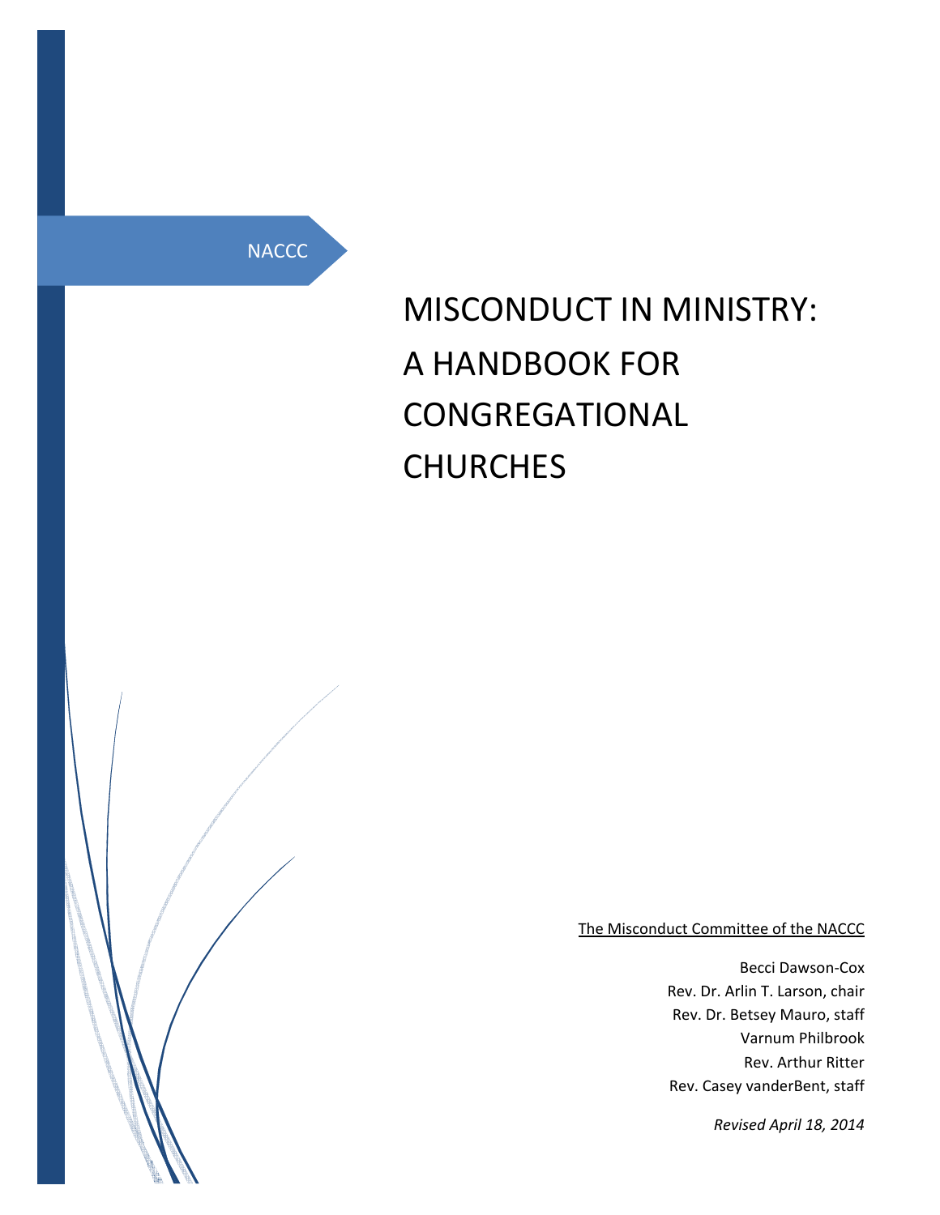NACCC

# MISCONDUCT IN MINISTRY: A HANDBOOK FOR CONGREGATIONAL CHURCHES

The Misconduct Committee of the NACCC

Becci Dawson-Cox
Rev. Dr. Arlin T. Larson, chair
Rev. Dr. Betsey Mauro, staff
Varnum Philbrook
Rev. Arthur Ritter
Rev. Casey vanderBent, staff

*Revised April 18, 2014*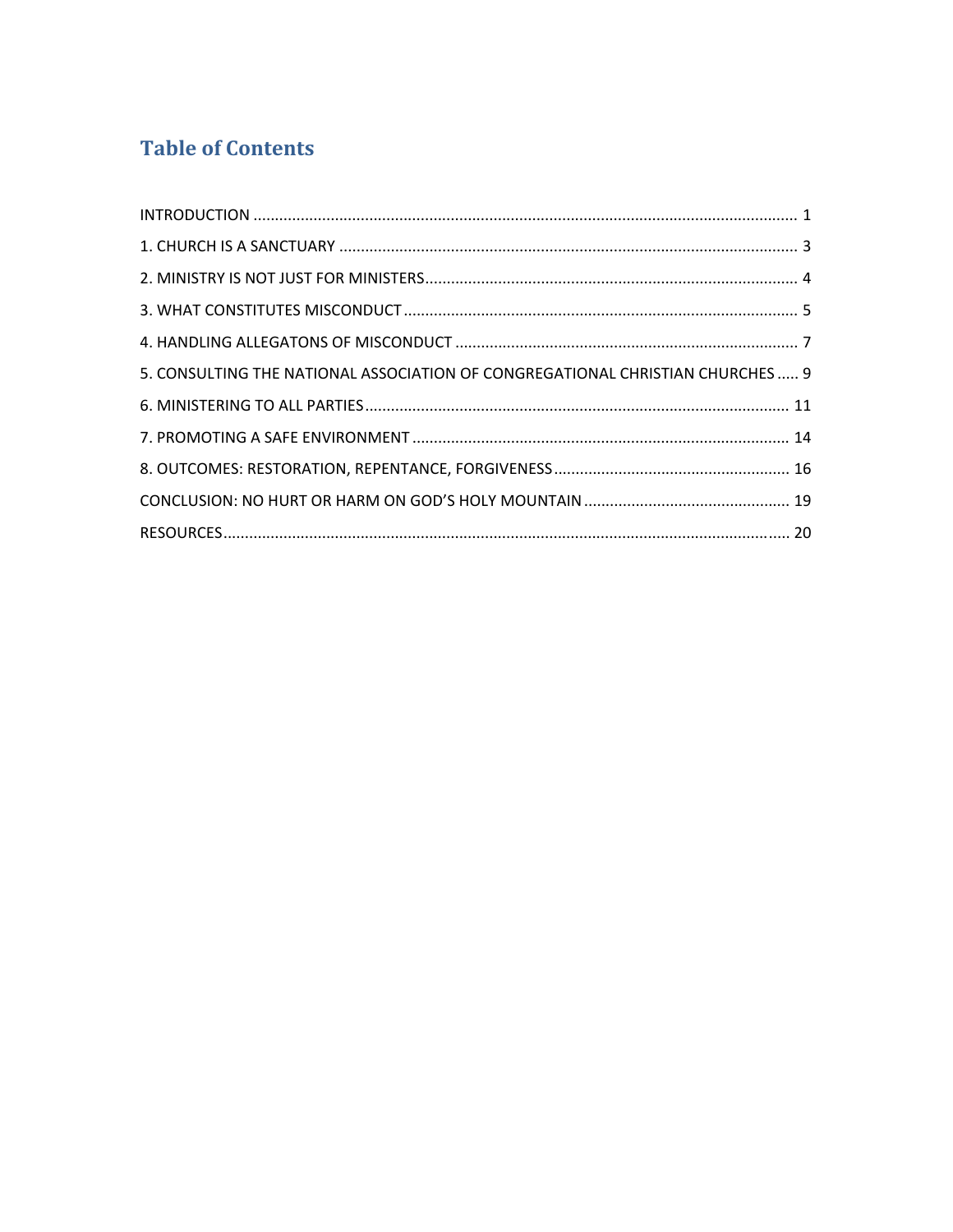# Table of Contents

INTRODUCTION ............................................................................................................................ 1

1. CHURCH IS A SANCTUARY ......................................................................................................... 3

2. MINISTRY IS NOT JUST FOR MINISTERS..................................................................................... 4

3. WHAT CONSTITUTES MISCONDUCT .......................................................................................... 5

4. HANDLING ALLEGATONS OF MISCONDUCT .............................................................................. 7

5. CONSULTING THE NATIONAL ASSOCIATION OF CONGREGATIONAL CHRISTIAN CHURCHES ..... 9

6. MINISTERING TO ALL PARTIES................................................................................................. 11

7. PROMOTING A SAFE ENVIRONMENT ...................................................................................... 14

8. OUTCOMES: RESTORATION, REPENTANCE, FORGIVENESS ...................................................... 16

CONCLUSION: NO HURT OR HARM ON GOD'S HOLY MOUNTAIN ............................................... 19

RESOURCES................................................................................................................................. 20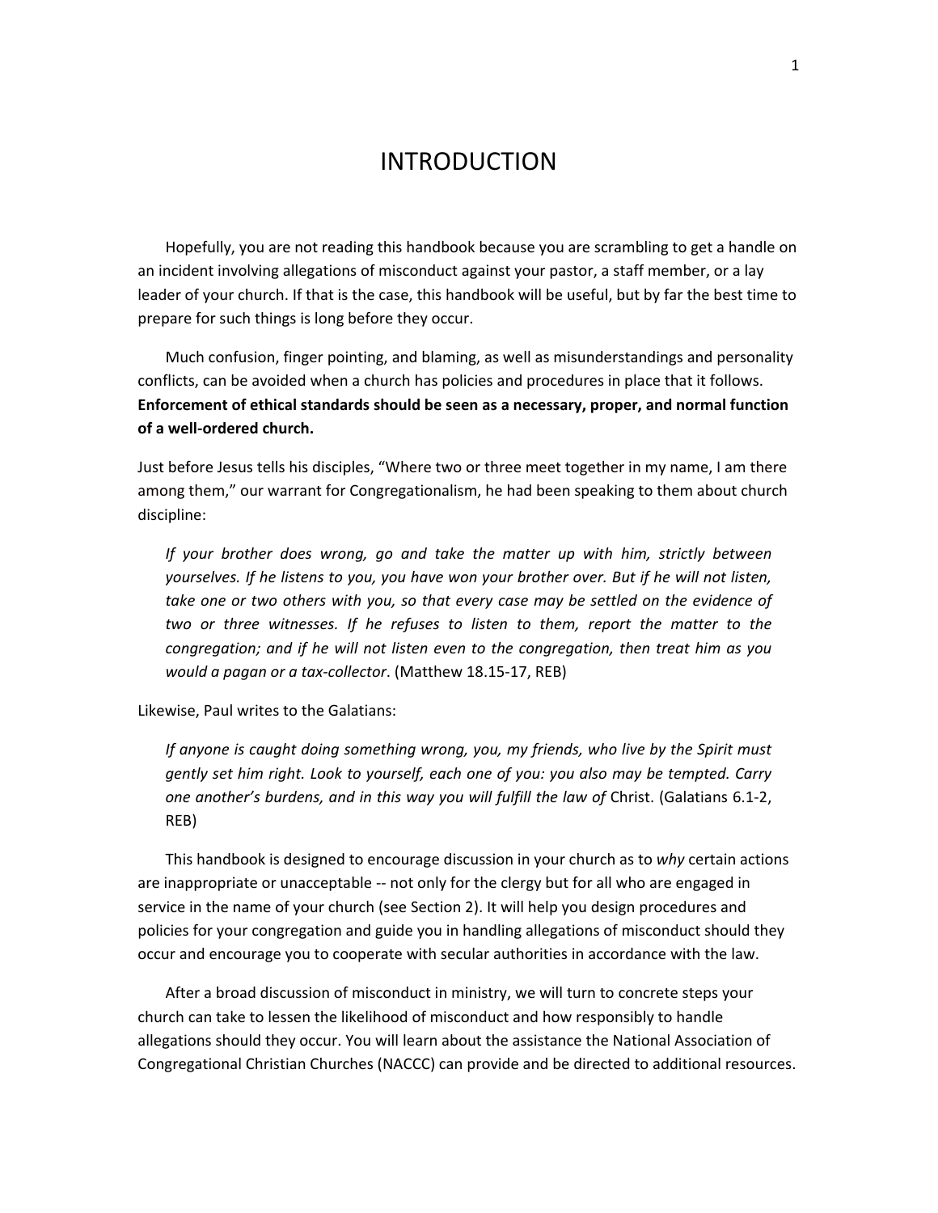# INTRODUCTION

Hopefully, you are not reading this handbook because you are scrambling to get a handle on an incident involving allegations of misconduct against your pastor, a staff member, or a lay leader of your church. If that is the case, this handbook will be useful, but by far the best time to prepare for such things is long before they occur.

Much confusion, finger pointing, and blaming, as well as misunderstandings and personality conflicts, can be avoided when a church has policies and procedures in place that it follows. **Enforcement of ethical standards should be seen as a necessary, proper, and normal function of a well-ordered church.**

Just before Jesus tells his disciples, "Where two or three meet together in my name, I am there among them," our warrant for Congregationalism, he had been speaking to them about church discipline:

> *If your brother does wrong, go and take the matter up with him, strictly between yourselves. If he listens to you, you have won your brother over. But if he will not listen, take one or two others with you, so that every case may be settled on the evidence of two or three witnesses. If he refuses to listen to them, report the matter to the congregation; and if he will not listen even to the congregation, then treat him as you would a pagan or a tax-collector*. (Matthew 18.15-17, REB)

Likewise, Paul writes to the Galatians:

> *If anyone is caught doing something wrong, you, my friends, who live by the Spirit must gently set him right. Look to yourself, each one of you: you also may be tempted. Carry one another's burdens, and in this way you will fulfill the law of* Christ. (Galatians 6.1-2, REB)

This handbook is designed to encourage discussion in your church as to *why* certain actions are inappropriate or unacceptable -- not only for the clergy but for all who are engaged in service in the name of your church (see Section 2). It will help you design procedures and policies for your congregation and guide you in handling allegations of misconduct should they occur and encourage you to cooperate with secular authorities in accordance with the law.

After a broad discussion of misconduct in ministry, we will turn to concrete steps your church can take to lessen the likelihood of misconduct and how responsibly to handle allegations should they occur. You will learn about the assistance the National Association of Congregational Christian Churches (NACCC) can provide and be directed to additional resources.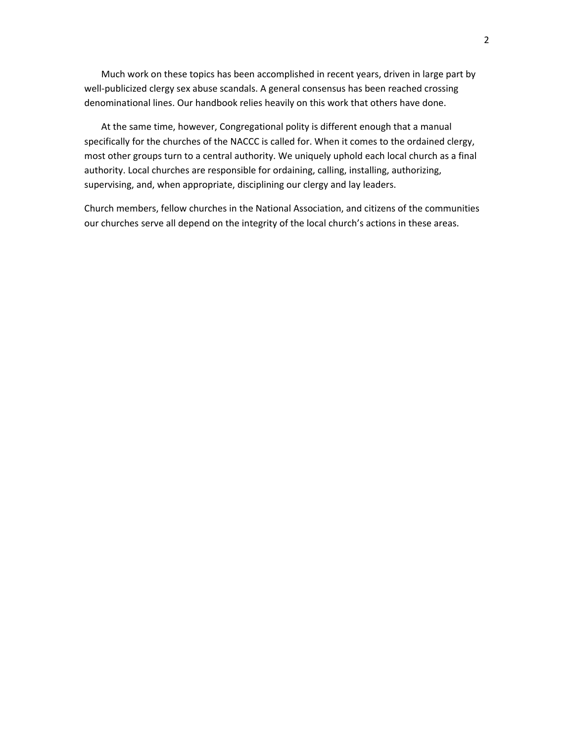Much work on these topics has been accomplished in recent years, driven in large part by well-publicized clergy sex abuse scandals. A general consensus has been reached crossing denominational lines. Our handbook relies heavily on this work that others have done.

At the same time, however, Congregational polity is different enough that a manual specifically for the churches of the NACCC is called for. When it comes to the ordained clergy, most other groups turn to a central authority. We uniquely uphold each local church as a final authority. Local churches are responsible for ordaining, calling, installing, authorizing, supervising, and, when appropriate, disciplining our clergy and lay leaders.

Church members, fellow churches in the National Association, and citizens of the communities our churches serve all depend on the integrity of the local church's actions in these areas.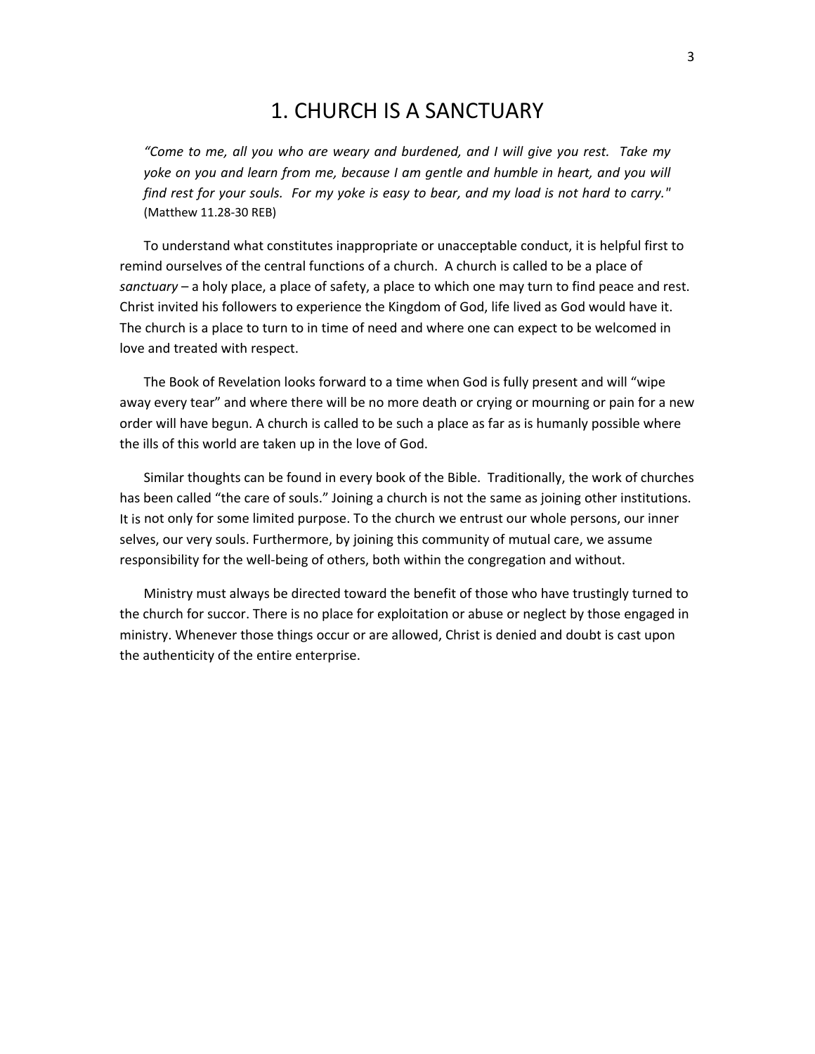# 1. CHURCH IS A SANCTUARY

*"Come to me, all you who are weary and burdened, and I will give you rest. Take my yoke on you and learn from me, because I am gentle and humble in heart, and you will find rest for your souls. For my yoke is easy to bear, and my load is not hard to carry."* (Matthew 11.28-30 REB)

To understand what constitutes inappropriate or unacceptable conduct, it is helpful first to remind ourselves of the central functions of a church. A church is called to be a place of *sanctuary* – a holy place, a place of safety, a place to which one may turn to find peace and rest. Christ invited his followers to experience the Kingdom of God, life lived as God would have it. The church is a place to turn to in time of need and where one can expect to be welcomed in love and treated with respect.

The Book of Revelation looks forward to a time when God is fully present and will "wipe away every tear" and where there will be no more death or crying or mourning or pain for a new order will have begun. A church is called to be such a place as far as is humanly possible where the ills of this world are taken up in the love of God.

Similar thoughts can be found in every book of the Bible. Traditionally, the work of churches has been called "the care of souls." Joining a church is not the same as joining other institutions. It is not only for some limited purpose. To the church we entrust our whole persons, our inner selves, our very souls. Furthermore, by joining this community of mutual care, we assume responsibility for the well-being of others, both within the congregation and without.

Ministry must always be directed toward the benefit of those who have trustingly turned to the church for succor. There is no place for exploitation or abuse or neglect by those engaged in ministry. Whenever those things occur or are allowed, Christ is denied and doubt is cast upon the authenticity of the entire enterprise.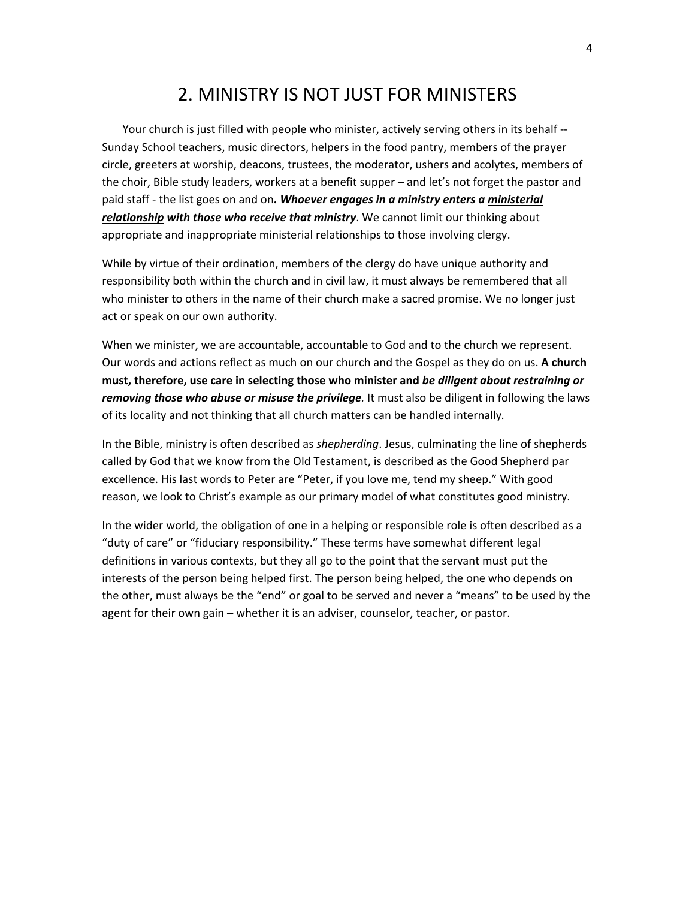# 2. MINISTRY IS NOT JUST FOR MINISTERS

Your church is just filled with people who minister, actively serving others in its behalf -- Sunday School teachers, music directors, helpers in the food pantry, members of the prayer circle, greeters at worship, deacons, trustees, the moderator, ushers and acolytes, members of the choir, Bible study leaders, workers at a benefit supper – and let's not forget the pastor and paid staff - the list goes on and on**.** ***Whoever engages in a ministry enters a <u>ministerial relationship</u> with those who receive that ministry***. We cannot limit our thinking about appropriate and inappropriate ministerial relationships to those involving clergy.

While by virtue of their ordination, members of the clergy do have unique authority and responsibility both within the church and in civil law, it must always be remembered that all who minister to others in the name of their church make a sacred promise. We no longer just act or speak on our own authority.

When we minister, we are accountable, accountable to God and to the church we represent. Our words and actions reflect as much on our church and the Gospel as they do on us. **A church must, therefore, use care in selecting those who minister and *be diligent about restraining or removing those who abuse or misuse the privilege.*** It must also be diligent in following the laws of its locality and not thinking that all church matters can be handled internally.

In the Bible, ministry is often described as *shepherding*. Jesus, culminating the line of shepherds called by God that we know from the Old Testament, is described as the Good Shepherd par excellence. His last words to Peter are "Peter, if you love me, tend my sheep." With good reason, we look to Christ's example as our primary model of what constitutes good ministry.

In the wider world, the obligation of one in a helping or responsible role is often described as a "duty of care" or "fiduciary responsibility." These terms have somewhat different legal definitions in various contexts, but they all go to the point that the servant must put the interests of the person being helped first. The person being helped, the one who depends on the other, must always be the "end" or goal to be served and never a "means" to be used by the agent for their own gain – whether it is an adviser, counselor, teacher, or pastor.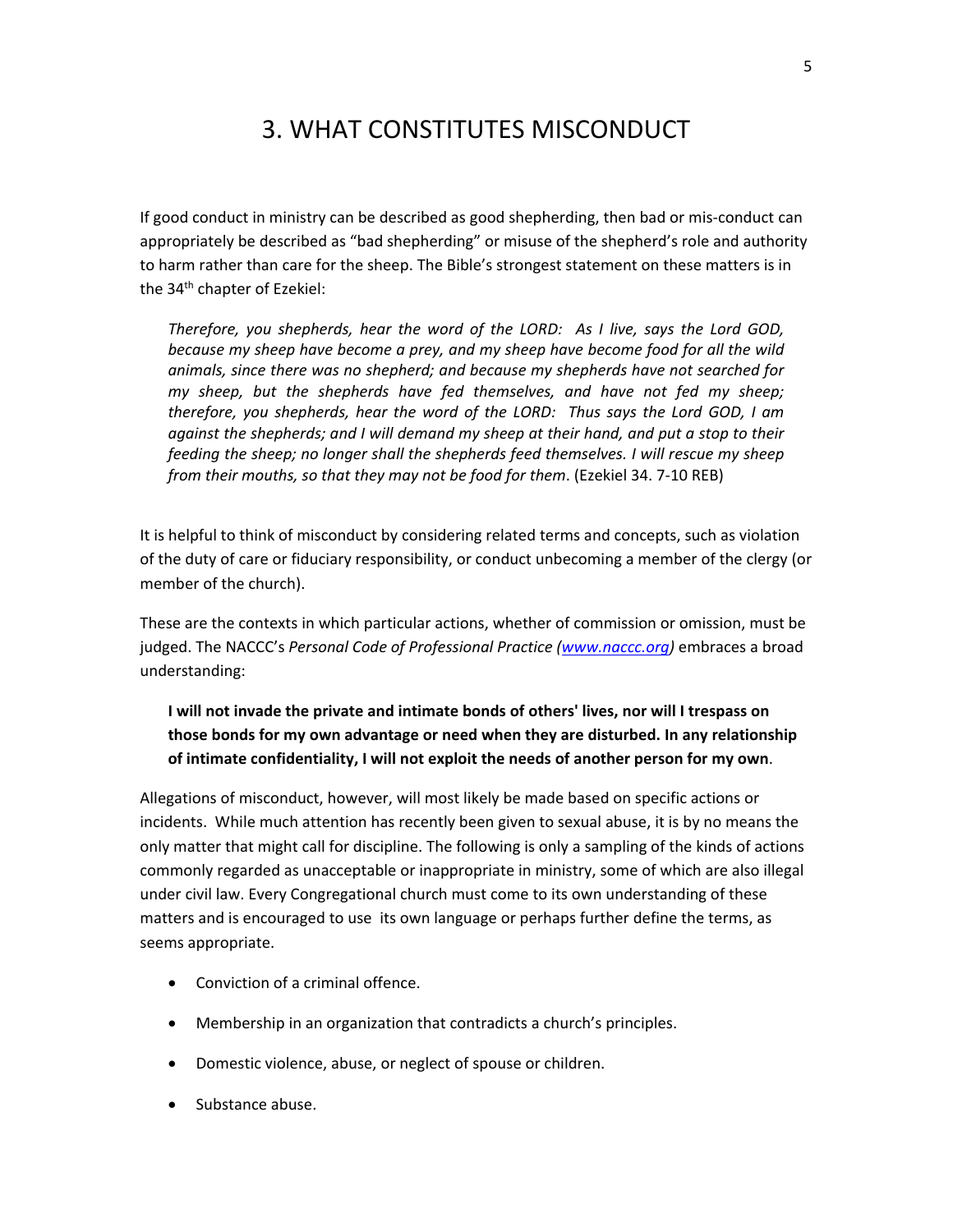# 3. WHAT CONSTITUTES MISCONDUCT

If good conduct in ministry can be described as good shepherding, then bad or mis-conduct can appropriately be described as "bad shepherding" or misuse of the shepherd's role and authority to harm rather than care for the sheep. The Bible's strongest statement on these matters is in the 34th chapter of Ezekiel:

> *Therefore, you shepherds, hear the word of the LORD: As I live, says the Lord GOD, because my sheep have become a prey, and my sheep have become food for all the wild animals, since there was no shepherd; and because my shepherds have not searched for my sheep, but the shepherds have fed themselves, and have not fed my sheep; therefore, you shepherds, hear the word of the LORD: Thus says the Lord GOD, I am against the shepherds; and I will demand my sheep at their hand, and put a stop to their feeding the sheep; no longer shall the shepherds feed themselves. I will rescue my sheep from their mouths, so that they may not be food for them*. (Ezekiel 34. 7-10 REB)

It is helpful to think of misconduct by considering related terms and concepts, such as violation of the duty of care or fiduciary responsibility, or conduct unbecoming a member of the clergy (or member of the church).

These are the contexts in which particular actions, whether of commission or omission, must be judged. The NACCC's *Personal Code of Professional Practice ([www.naccc.org](www.naccc.org))* embraces a broad understanding:

> **I will not invade the private and intimate bonds of others' lives, nor will I trespass on those bonds for my own advantage or need when they are disturbed. In any relationship of intimate confidentiality, I will not exploit the needs of another person for my own**.

Allegations of misconduct, however, will most likely be made based on specific actions or incidents. While much attention has recently been given to sexual abuse, it is by no means the only matter that might call for discipline. The following is only a sampling of the kinds of actions commonly regarded as unacceptable or inappropriate in ministry, some of which are also illegal under civil law. Every Congregational church must come to its own understanding of these matters and is encouraged to use its own language or perhaps further define the terms, as seems appropriate.

- Conviction of a criminal offence.
- Membership in an organization that contradicts a church's principles.
- Domestic violence, abuse, or neglect of spouse or children.
- Substance abuse.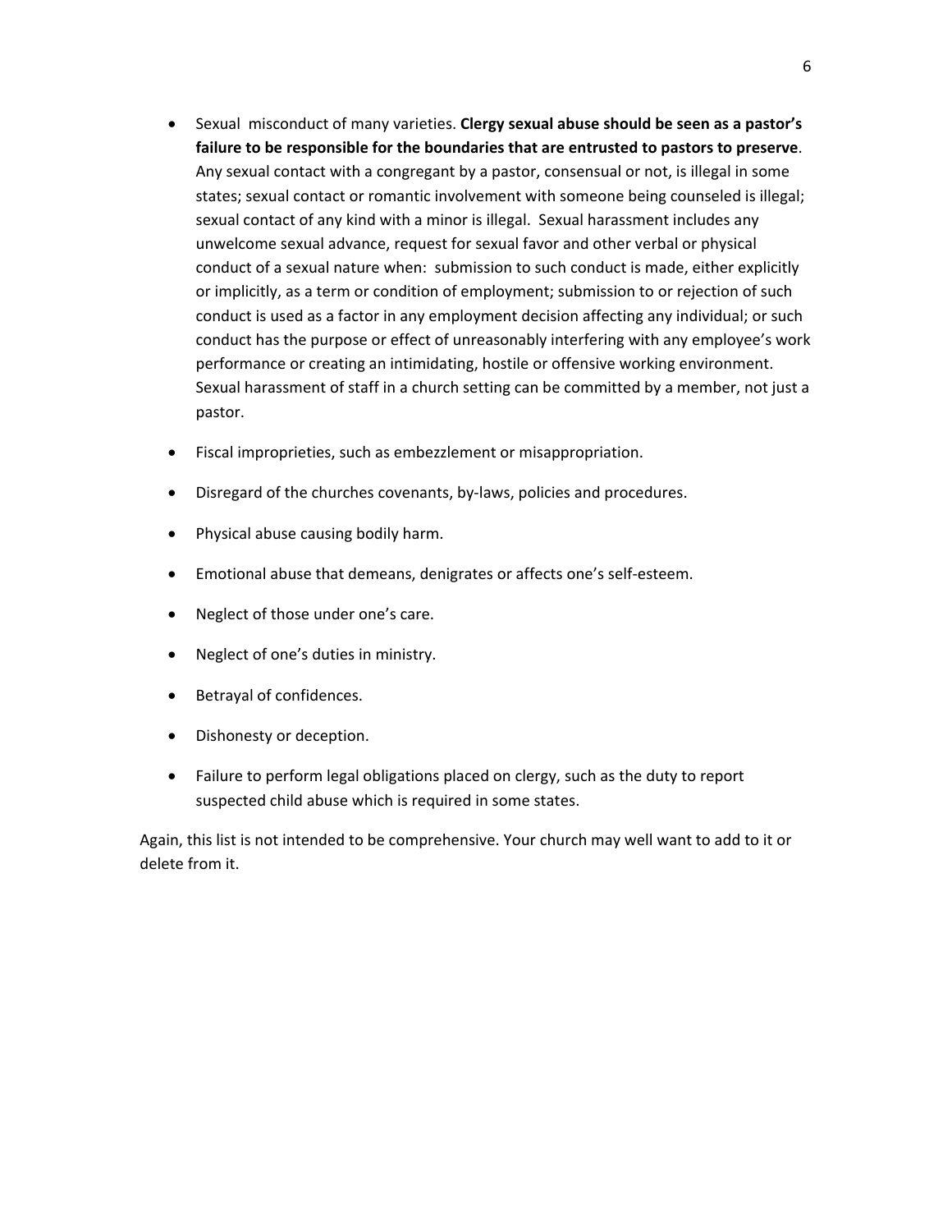- Sexual misconduct of many varieties. **Clergy sexual abuse should be seen as a pastor's failure to be responsible for the boundaries that are entrusted to pastors to preserve**. Any sexual contact with a congregant by a pastor, consensual or not, is illegal in some states; sexual contact or romantic involvement with someone being counseled is illegal; sexual contact of any kind with a minor is illegal. Sexual harassment includes any unwelcome sexual advance, request for sexual favor and other verbal or physical conduct of a sexual nature when: submission to such conduct is made, either explicitly or implicitly, as a term or condition of employment; submission to or rejection of such conduct is used as a factor in any employment decision affecting any individual; or such conduct has the purpose or effect of unreasonably interfering with any employee's work performance or creating an intimidating, hostile or offensive working environment. Sexual harassment of staff in a church setting can be committed by a member, not just a pastor.

- Fiscal improprieties, such as embezzlement or misappropriation.

- Disregard of the churches covenants, by-laws, policies and procedures.

- Physical abuse causing bodily harm.

- Emotional abuse that demeans, denigrates or affects one's self-esteem.

- Neglect of those under one's care.

- Neglect of one's duties in ministry.

- Betrayal of confidences.

- Dishonesty or deception.

- Failure to perform legal obligations placed on clergy, such as the duty to report suspected child abuse which is required in some states.

Again, this list is not intended to be comprehensive. Your church may well want to add to it or delete from it.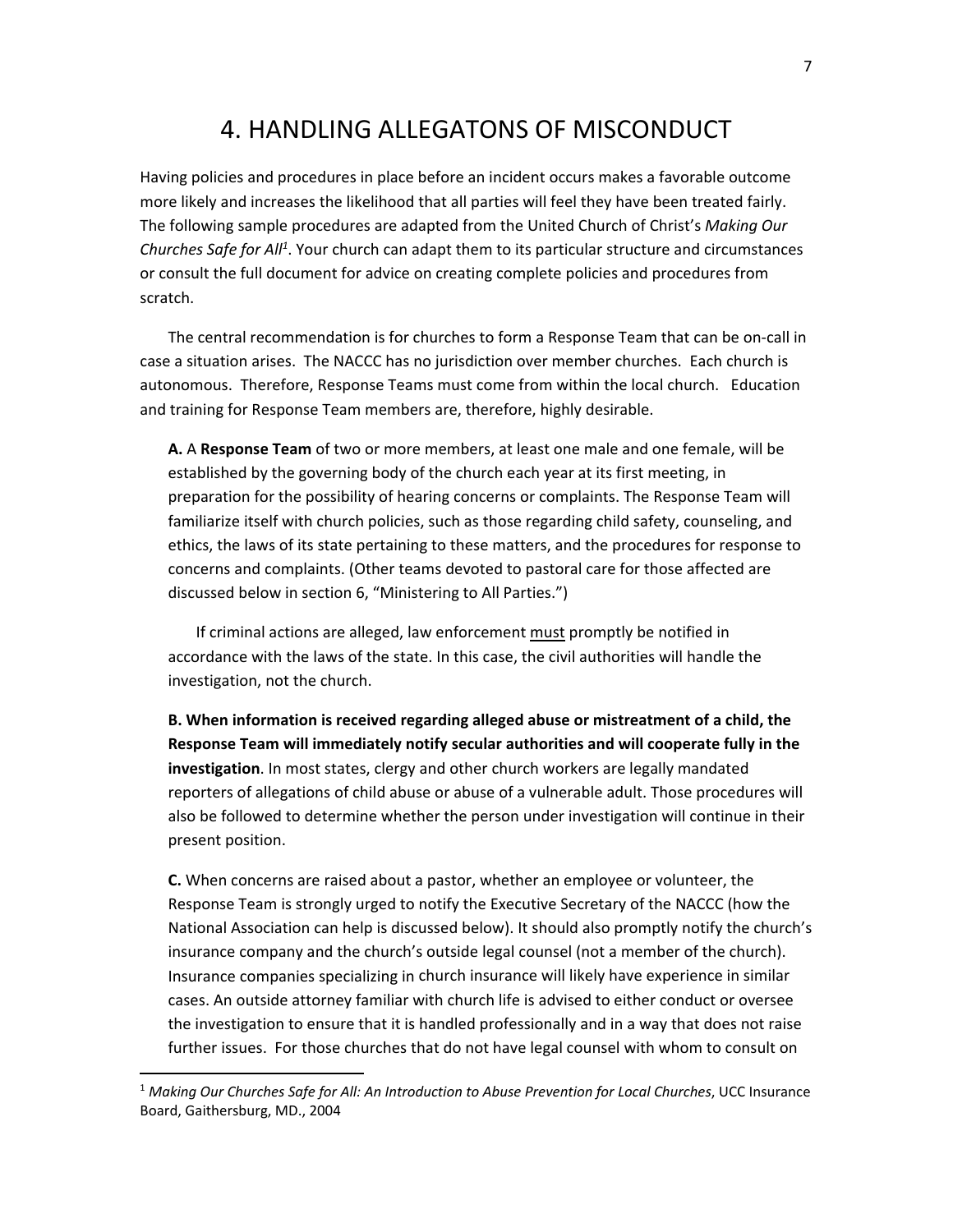# 4. HANDLING ALLEGATONS OF MISCONDUCT

Having policies and procedures in place before an incident occurs makes a favorable outcome more likely and increases the likelihood that all parties will feel they have been treated fairly. The following sample procedures are adapted from the United Church of Christ's *Making Our Churches Safe for All*[1]. Your church can adapt them to its particular structure and circumstances or consult the full document for advice on creating complete policies and procedures from scratch.

The central recommendation is for churches to form a Response Team that can be on-call in case a situation arises. The NACCC has no jurisdiction over member churches. Each church is autonomous. Therefore, Response Teams must come from within the local church. Education and training for Response Team members are, therefore, highly desirable.

**A.** A **Response Team** of two or more members, at least one male and one female, will be established by the governing body of the church each year at its first meeting, in preparation for the possibility of hearing concerns or complaints. The Response Team will familiarize itself with church policies, such as those regarding child safety, counseling, and ethics, the laws of its state pertaining to these matters, and the procedures for response to concerns and complaints. (Other teams devoted to pastoral care for those affected are discussed below in section 6, "Ministering to All Parties.")

If criminal actions are alleged, law enforcement <u>must</u> promptly be notified in accordance with the laws of the state. In this case, the civil authorities will handle the investigation, not the church.

**B. When information is received regarding alleged abuse or mistreatment of a child, the Response Team will immediately notify secular authorities and will cooperate fully in the investigation**. In most states, clergy and other church workers are legally mandated reporters of allegations of child abuse or abuse of a vulnerable adult. Those procedures will also be followed to determine whether the person under investigation will continue in their present position.

**C.** When concerns are raised about a pastor, whether an employee or volunteer, the Response Team is strongly urged to notify the Executive Secretary of the NACCC (how the National Association can help is discussed below). It should also promptly notify the church's insurance company and the church's outside legal counsel (not a member of the church). Insurance companies specializing in church insurance will likely have experience in similar cases. An outside attorney familiar with church life is advised to either conduct or oversee the investigation to ensure that it is handled professionally and in a way that does not raise further issues. For those churches that do not have legal counsel with whom to consult on

---

[1] *Making Our Churches Safe for All: An Introduction to Abuse Prevention for Local Churches*, UCC Insurance Board, Gaithersburg, MD., 2004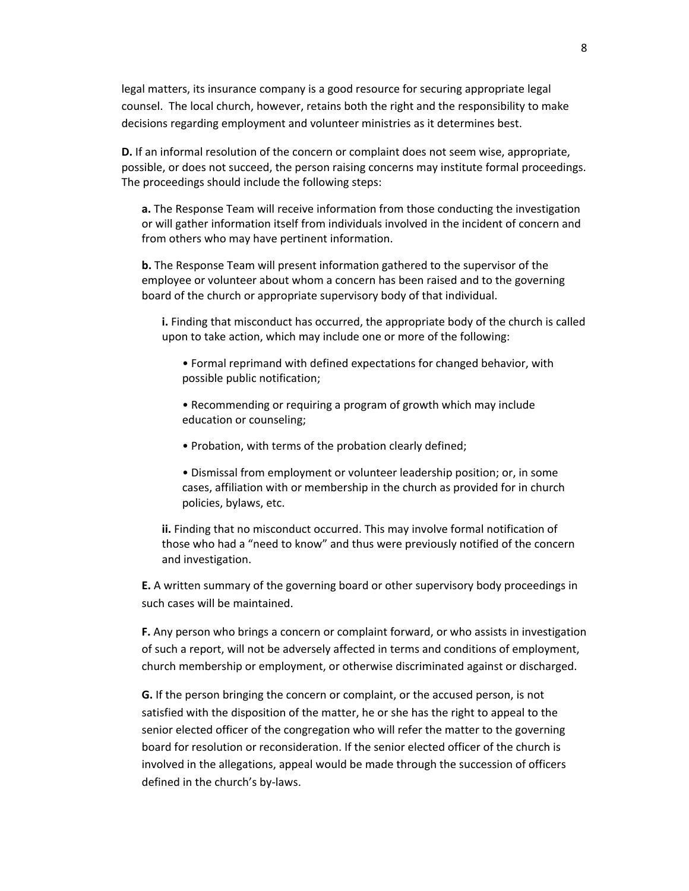legal matters, its insurance company is a good resource for securing appropriate legal counsel. The local church, however, retains both the right and the responsibility to make decisions regarding employment and volunteer ministries as it determines best.

**D.** If an informal resolution of the concern or complaint does not seem wise, appropriate, possible, or does not succeed, the person raising concerns may institute formal proceedings. The proceedings should include the following steps:

**a.** The Response Team will receive information from those conducting the investigation or will gather information itself from individuals involved in the incident of concern and from others who may have pertinent information.

**b.** The Response Team will present information gathered to the supervisor of the employee or volunteer about whom a concern has been raised and to the governing board of the church or appropriate supervisory body of that individual.

**i.** Finding that misconduct has occurred, the appropriate body of the church is called upon to take action, which may include one or more of the following:

- Formal reprimand with defined expectations for changed behavior, with possible public notification;
- Recommending or requiring a program of growth which may include education or counseling;
- Probation, with terms of the probation clearly defined;
- Dismissal from employment or volunteer leadership position; or, in some cases, affiliation with or membership in the church as provided for in church policies, bylaws, etc.

**ii.** Finding that no misconduct occurred. This may involve formal notification of those who had a "need to know" and thus were previously notified of the concern and investigation.

**E.** A written summary of the governing board or other supervisory body proceedings in such cases will be maintained.

**F.** Any person who brings a concern or complaint forward, or who assists in investigation of such a report, will not be adversely affected in terms and conditions of employment, church membership or employment, or otherwise discriminated against or discharged.

**G.** If the person bringing the concern or complaint, or the accused person, is not satisfied with the disposition of the matter, he or she has the right to appeal to the senior elected officer of the congregation who will refer the matter to the governing board for resolution or reconsideration. If the senior elected officer of the church is involved in the allegations, appeal would be made through the succession of officers defined in the church's by-laws.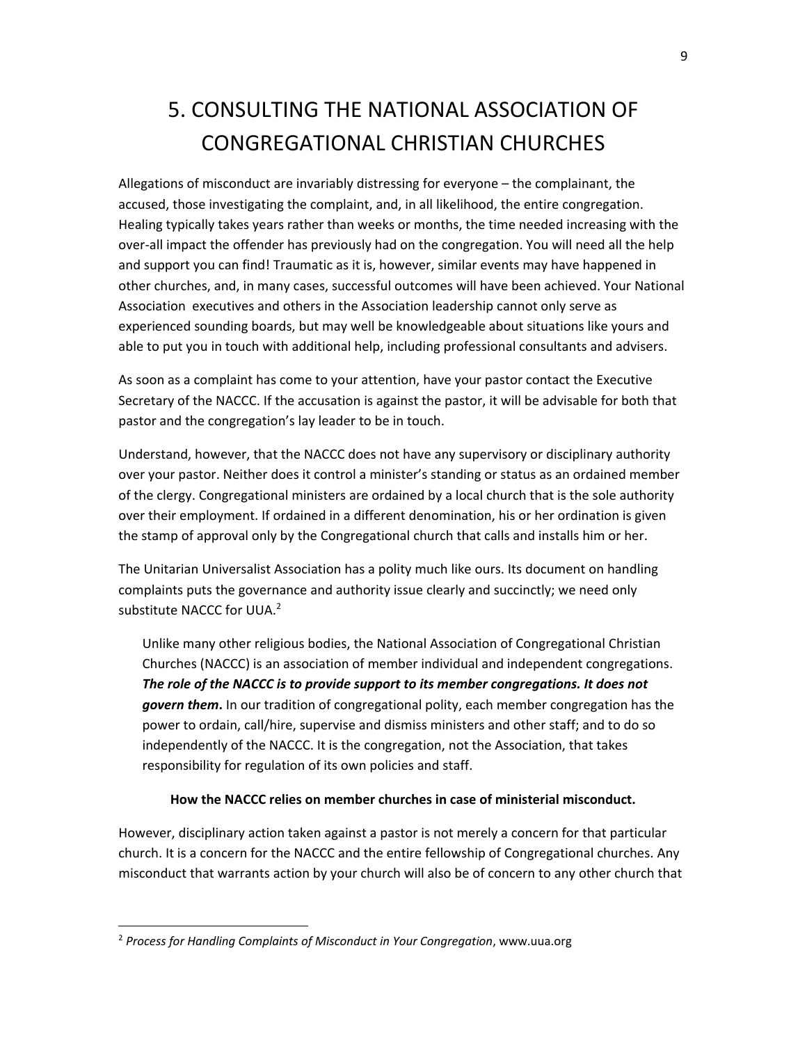# 5. CONSULTING THE NATIONAL ASSOCIATION OF CONGREGATIONAL CHRISTIAN CHURCHES

Allegations of misconduct are invariably distressing for everyone – the complainant, the accused, those investigating the complaint, and, in all likelihood, the entire congregation. Healing typically takes years rather than weeks or months, the time needed increasing with the over-all impact the offender has previously had on the congregation. You will need all the help and support you can find! Traumatic as it is, however, similar events may have happened in other churches, and, in many cases, successful outcomes will have been achieved. Your National Association executives and others in the Association leadership cannot only serve as experienced sounding boards, but may well be knowledgeable about situations like yours and able to put you in touch with additional help, including professional consultants and advisers.

As soon as a complaint has come to your attention, have your pastor contact the Executive Secretary of the NACCC. If the accusation is against the pastor, it will be advisable for both that pastor and the congregation's lay leader to be in touch.

Understand, however, that the NACCC does not have any supervisory or disciplinary authority over your pastor. Neither does it control a minister's standing or status as an ordained member of the clergy. Congregational ministers are ordained by a local church that is the sole authority over their employment. If ordained in a different denomination, his or her ordination is given the stamp of approval only by the Congregational church that calls and installs him or her.

The Unitarian Universalist Association has a polity much like ours. Its document on handling complaints puts the governance and authority issue clearly and succinctly; we need only substitute NACCC for UUA.[2]

> Unlike many other religious bodies, the National Association of Congregational Christian Churches (NACCC) is an association of member individual and independent congregations. ***The role of the NACCC is to provide support to its member congregations. It does not govern them*.** In our tradition of congregational polity, each member congregation has the power to ordain, call/hire, supervise and dismiss ministers and other staff; and to do so independently of the NACCC. It is the congregation, not the Association, that takes responsibility for regulation of its own policies and staff.

**How the NACCC relies on member churches in case of ministerial misconduct.**

However, disciplinary action taken against a pastor is not merely a concern for that particular church. It is a concern for the NACCC and the entire fellowship of Congregational churches. Any misconduct that warrants action by your church will also be of concern to any other church that

[2] *Process for Handling Complaints of Misconduct in Your Congregation*, www.uua.org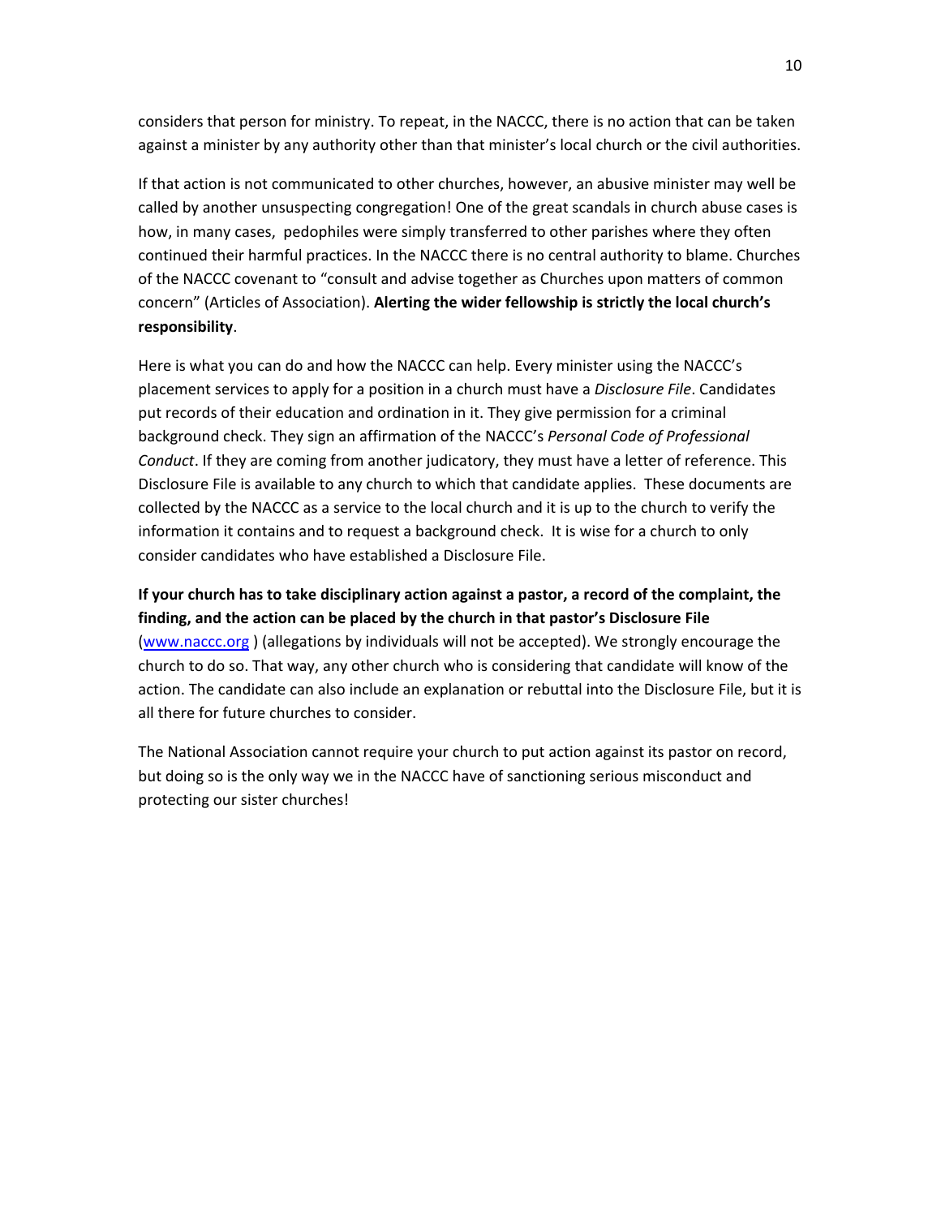considers that person for ministry. To repeat, in the NACCC, there is no action that can be taken against a minister by any authority other than that minister's local church or the civil authorities.

If that action is not communicated to other churches, however, an abusive minister may well be called by another unsuspecting congregation! One of the great scandals in church abuse cases is how, in many cases, pedophiles were simply transferred to other parishes where they often continued their harmful practices. In the NACCC there is no central authority to blame. Churches of the NACCC covenant to "consult and advise together as Churches upon matters of common concern" (Articles of Association). **Alerting the wider fellowship is strictly the local church's responsibility**.

Here is what you can do and how the NACCC can help. Every minister using the NACCC's placement services to apply for a position in a church must have a *Disclosure File*. Candidates put records of their education and ordination in it. They give permission for a criminal background check. They sign an affirmation of the NACCC's *Personal Code of Professional Conduct*. If they are coming from another judicatory, they must have a letter of reference. This Disclosure File is available to any church to which that candidate applies. These documents are collected by the NACCC as a service to the local church and it is up to the church to verify the information it contains and to request a background check. It is wise for a church to only consider candidates who have established a Disclosure File.

**If your church has to take disciplinary action against a pastor, a record of the complaint, the finding, and the action can be placed by the church in that pastor's Disclosure File** (www.naccc.org ) (allegations by individuals will not be accepted). We strongly encourage the church to do so. That way, any other church who is considering that candidate will know of the action. The candidate can also include an explanation or rebuttal into the Disclosure File, but it is all there for future churches to consider.

The National Association cannot require your church to put action against its pastor on record, but doing so is the only way we in the NACCC have of sanctioning serious misconduct and protecting our sister churches!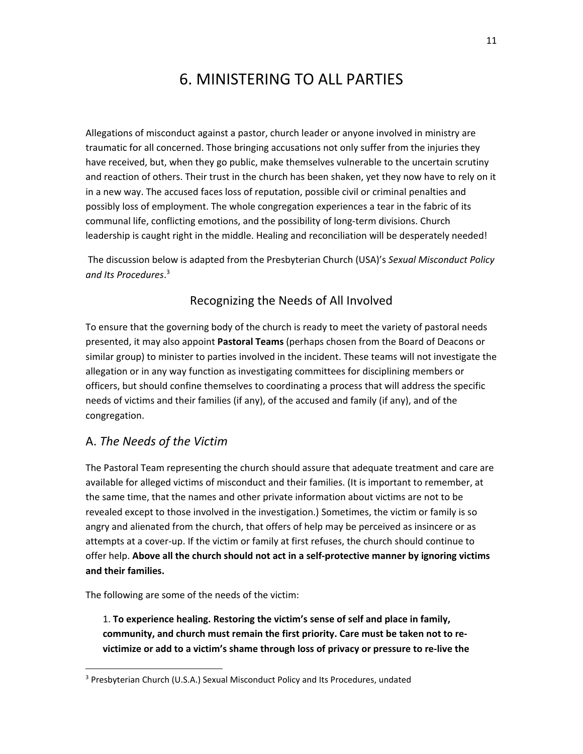# 6. MINISTERING TO ALL PARTIES

Allegations of misconduct against a pastor, church leader or anyone involved in ministry are traumatic for all concerned. Those bringing accusations not only suffer from the injuries they have received, but, when they go public, make themselves vulnerable to the uncertain scrutiny and reaction of others. Their trust in the church has been shaken, yet they now have to rely on it in a new way. The accused faces loss of reputation, possible civil or criminal penalties and possibly loss of employment. The whole congregation experiences a tear in the fabric of its communal life, conflicting emotions, and the possibility of long-term divisions. Church leadership is caught right in the middle. Healing and reconciliation will be desperately needed!

The discussion below is adapted from the Presbyterian Church (USA)'s *Sexual Misconduct Policy and Its Procedures*.[3]

## Recognizing the Needs of All Involved

To ensure that the governing body of the church is ready to meet the variety of pastoral needs presented, it may also appoint **Pastoral Teams** (perhaps chosen from the Board of Deacons or similar group) to minister to parties involved in the incident. These teams will not investigate the allegation or in any way function as investigating committees for disciplining members or officers, but should confine themselves to coordinating a process that will address the specific needs of victims and their families (if any), of the accused and family (if any), and of the congregation.

### A. *The Needs of the Victim*

The Pastoral Team representing the church should assure that adequate treatment and care are available for alleged victims of misconduct and their families. (It is important to remember, at the same time, that the names and other private information about victims are not to be revealed except to those involved in the investigation.) Sometimes, the victim or family is so angry and alienated from the church, that offers of help may be perceived as insincere or as attempts at a cover-up. If the victim or family at first refuses, the church should continue to offer help. **Above all the church should not act in a self-protective manner by ignoring victims and their families.**

The following are some of the needs of the victim:

1. **To experience healing. Restoring the victim's sense of self and place in family, community, and church must remain the first priority. Care must be taken not to re-victimize or add to a victim's shame through loss of privacy or pressure to re-live the**

[3] Presbyterian Church (U.S.A.) Sexual Misconduct Policy and Its Procedures, undated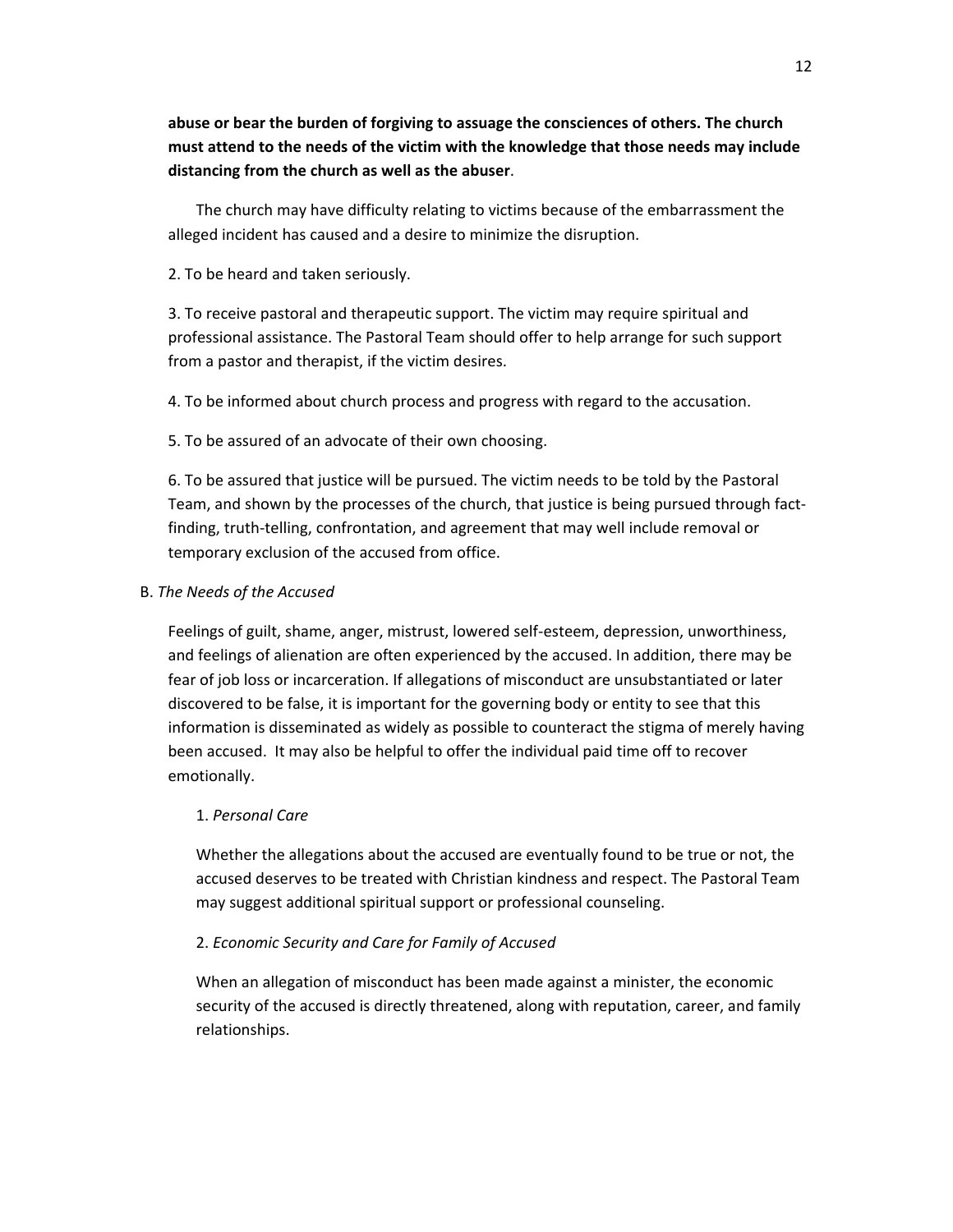**abuse or bear the burden of forgiving to assuage the consciences of others. The church must attend to the needs of the victim with the knowledge that those needs may include distancing from the church as well as the abuser**.

The church may have difficulty relating to victims because of the embarrassment the alleged incident has caused and a desire to minimize the disruption.

2. To be heard and taken seriously.

3. To receive pastoral and therapeutic support. The victim may require spiritual and professional assistance. The Pastoral Team should offer to help arrange for such support from a pastor and therapist, if the victim desires.

4. To be informed about church process and progress with regard to the accusation.

5. To be assured of an advocate of their own choosing.

6. To be assured that justice will be pursued. The victim needs to be told by the Pastoral Team, and shown by the processes of the church, that justice is being pursued through fact-finding, truth-telling, confrontation, and agreement that may well include removal or temporary exclusion of the accused from office.

B. *The Needs of the Accused*

Feelings of guilt, shame, anger, mistrust, lowered self-esteem, depression, unworthiness, and feelings of alienation are often experienced by the accused. In addition, there may be fear of job loss or incarceration. If allegations of misconduct are unsubstantiated or later discovered to be false, it is important for the governing body or entity to see that this information is disseminated as widely as possible to counteract the stigma of merely having been accused. It may also be helpful to offer the individual paid time off to recover emotionally.

1. *Personal Care*

Whether the allegations about the accused are eventually found to be true or not, the accused deserves to be treated with Christian kindness and respect. The Pastoral Team may suggest additional spiritual support or professional counseling.

2. *Economic Security and Care for Family of Accused*

When an allegation of misconduct has been made against a minister, the economic security of the accused is directly threatened, along with reputation, career, and family relationships.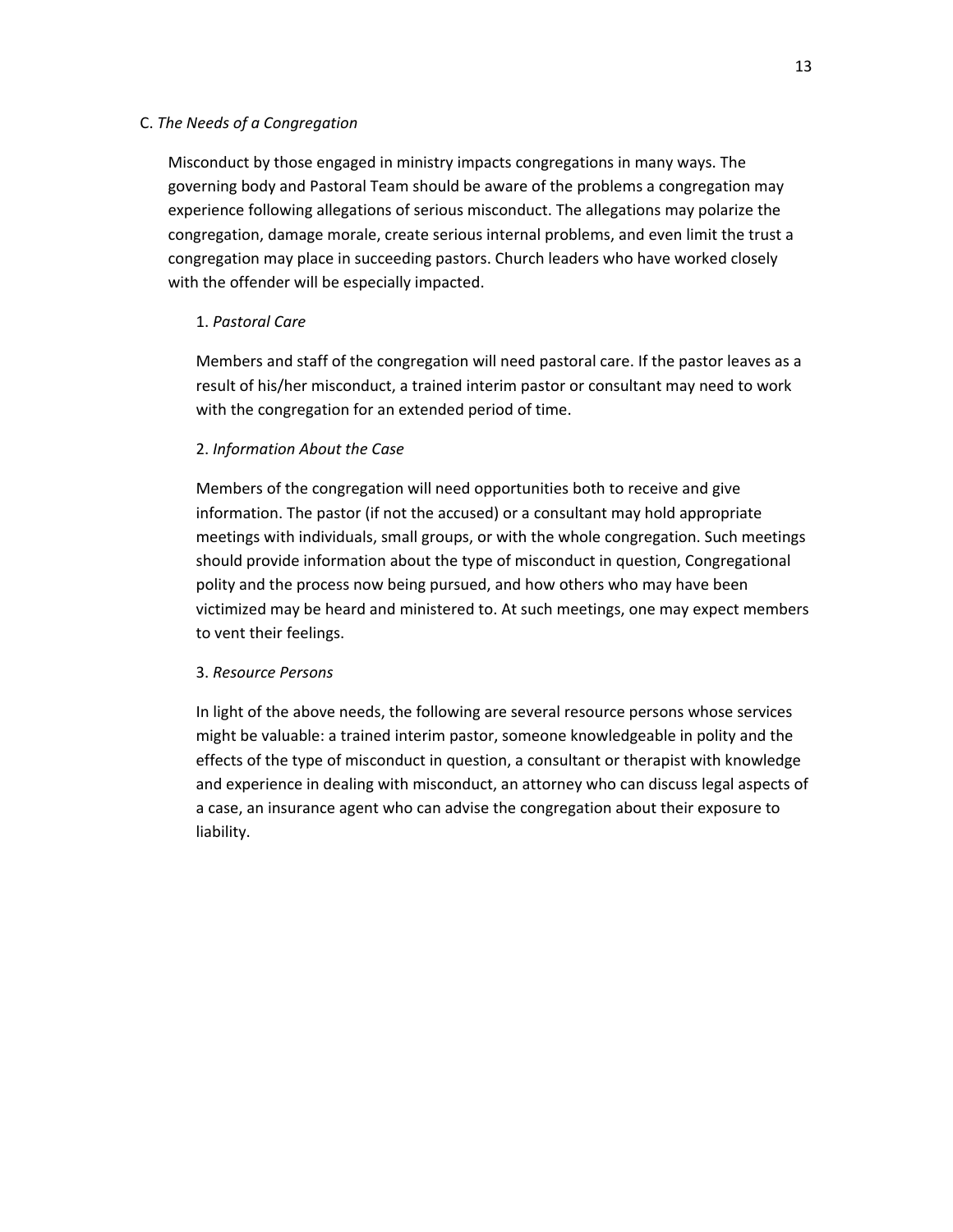C. *The Needs of a Congregation*

Misconduct by those engaged in ministry impacts congregations in many ways. The governing body and Pastoral Team should be aware of the problems a congregation may experience following allegations of serious misconduct. The allegations may polarize the congregation, damage morale, create serious internal problems, and even limit the trust a congregation may place in succeeding pastors. Church leaders who have worked closely with the offender will be especially impacted.

1. *Pastoral Care*

Members and staff of the congregation will need pastoral care. If the pastor leaves as a result of his/her misconduct, a trained interim pastor or consultant may need to work with the congregation for an extended period of time.

2. *Information About the Case*

Members of the congregation will need opportunities both to receive and give information. The pastor (if not the accused) or a consultant may hold appropriate meetings with individuals, small groups, or with the whole congregation. Such meetings should provide information about the type of misconduct in question, Congregational polity and the process now being pursued, and how others who may have been victimized may be heard and ministered to. At such meetings, one may expect members to vent their feelings.

3. *Resource Persons*

In light of the above needs, the following are several resource persons whose services might be valuable: a trained interim pastor, someone knowledgeable in polity and the effects of the type of misconduct in question, a consultant or therapist with knowledge and experience in dealing with misconduct, an attorney who can discuss legal aspects of a case, an insurance agent who can advise the congregation about their exposure to liability.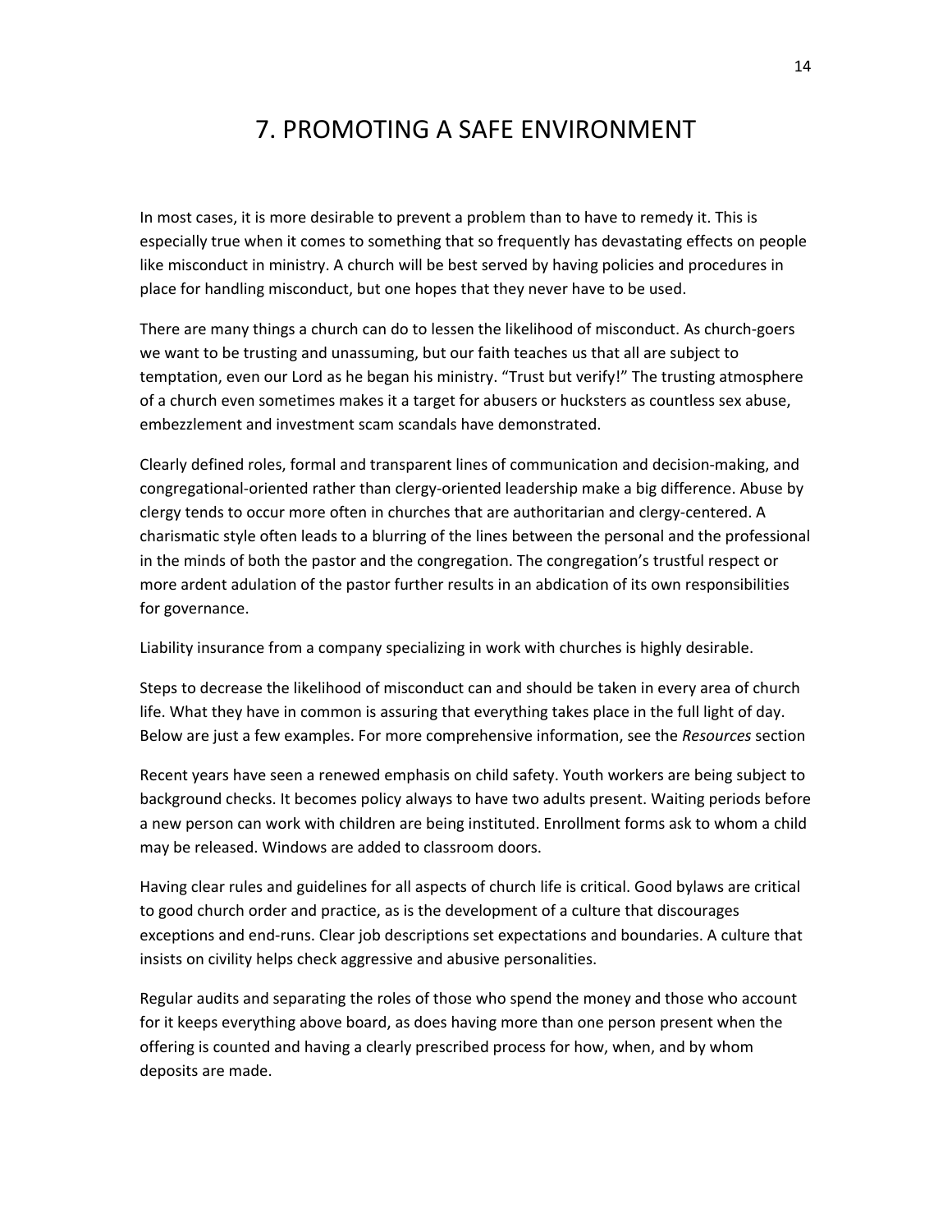# 7. PROMOTING A SAFE ENVIRONMENT

In most cases, it is more desirable to prevent a problem than to have to remedy it. This is especially true when it comes to something that so frequently has devastating effects on people like misconduct in ministry. A church will be best served by having policies and procedures in place for handling misconduct, but one hopes that they never have to be used.

There are many things a church can do to lessen the likelihood of misconduct. As church-goers we want to be trusting and unassuming, but our faith teaches us that all are subject to temptation, even our Lord as he began his ministry. "Trust but verify!" The trusting atmosphere of a church even sometimes makes it a target for abusers or hucksters as countless sex abuse, embezzlement and investment scam scandals have demonstrated.

Clearly defined roles, formal and transparent lines of communication and decision-making, and congregational-oriented rather than clergy-oriented leadership make a big difference. Abuse by clergy tends to occur more often in churches that are authoritarian and clergy-centered. A charismatic style often leads to a blurring of the lines between the personal and the professional in the minds of both the pastor and the congregation. The congregation's trustful respect or more ardent adulation of the pastor further results in an abdication of its own responsibilities for governance.

Liability insurance from a company specializing in work with churches is highly desirable.

Steps to decrease the likelihood of misconduct can and should be taken in every area of church life. What they have in common is assuring that everything takes place in the full light of day. Below are just a few examples. For more comprehensive information, see the *Resources* section

Recent years have seen a renewed emphasis on child safety. Youth workers are being subject to background checks. It becomes policy always to have two adults present. Waiting periods before a new person can work with children are being instituted. Enrollment forms ask to whom a child may be released. Windows are added to classroom doors.

Having clear rules and guidelines for all aspects of church life is critical. Good bylaws are critical to good church order and practice, as is the development of a culture that discourages exceptions and end-runs. Clear job descriptions set expectations and boundaries. A culture that insists on civility helps check aggressive and abusive personalities.

Regular audits and separating the roles of those who spend the money and those who account for it keeps everything above board, as does having more than one person present when the offering is counted and having a clearly prescribed process for how, when, and by whom deposits are made.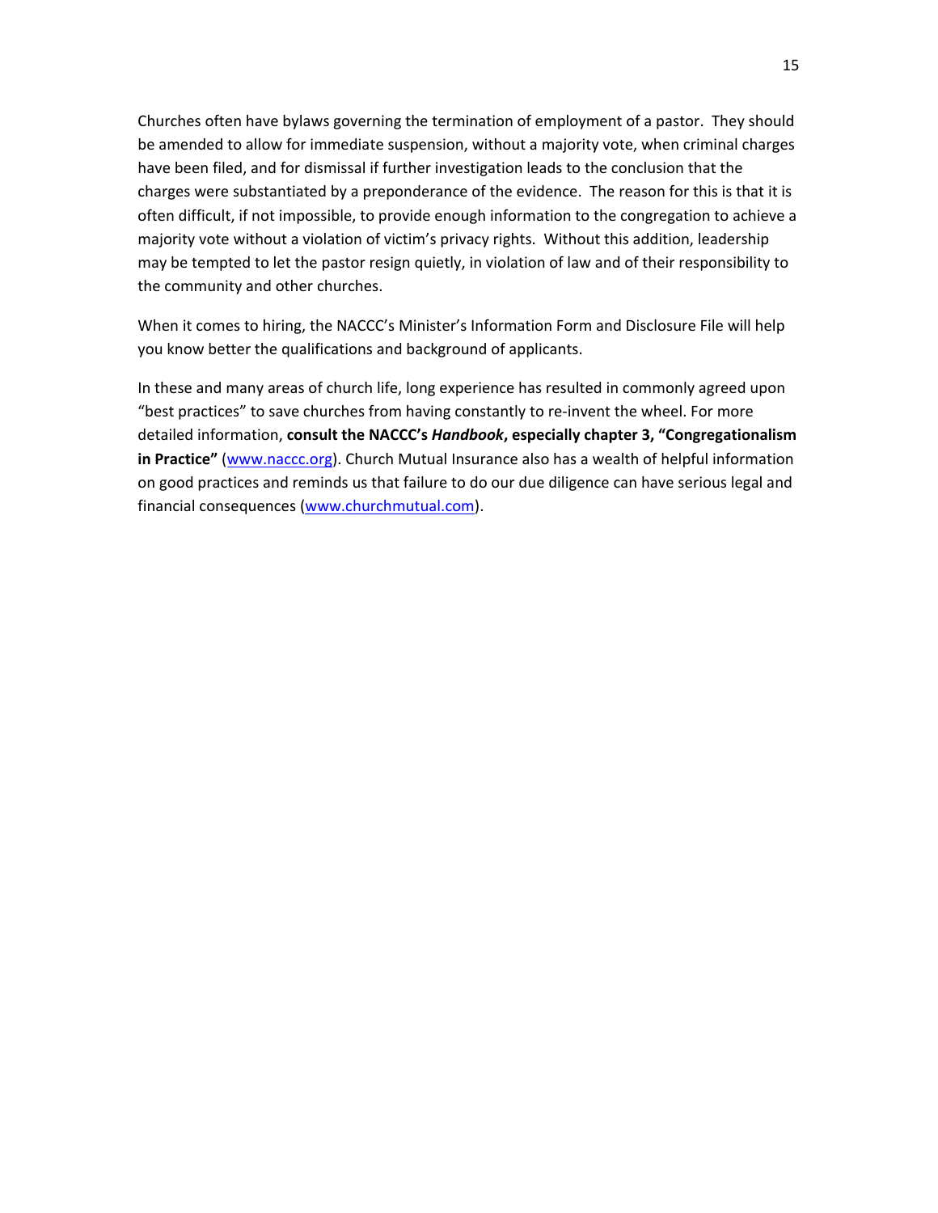Churches often have bylaws governing the termination of employment of a pastor. They should be amended to allow for immediate suspension, without a majority vote, when criminal charges have been filed, and for dismissal if further investigation leads to the conclusion that the charges were substantiated by a preponderance of the evidence. The reason for this is that it is often difficult, if not impossible, to provide enough information to the congregation to achieve a majority vote without a violation of victim's privacy rights. Without this addition, leadership may be tempted to let the pastor resign quietly, in violation of law and of their responsibility to the community and other churches.

When it comes to hiring, the NACCC's Minister's Information Form and Disclosure File will help you know better the qualifications and background of applicants.

In these and many areas of church life, long experience has resulted in commonly agreed upon "best practices" to save churches from having constantly to re-invent the wheel. For more detailed information, **consult the NACCC's *Handbook*, especially chapter 3, "Congregationalism in Practice"** (www.naccc.org). Church Mutual Insurance also has a wealth of helpful information on good practices and reminds us that failure to do our due diligence can have serious legal and financial consequences (www.churchmutual.com).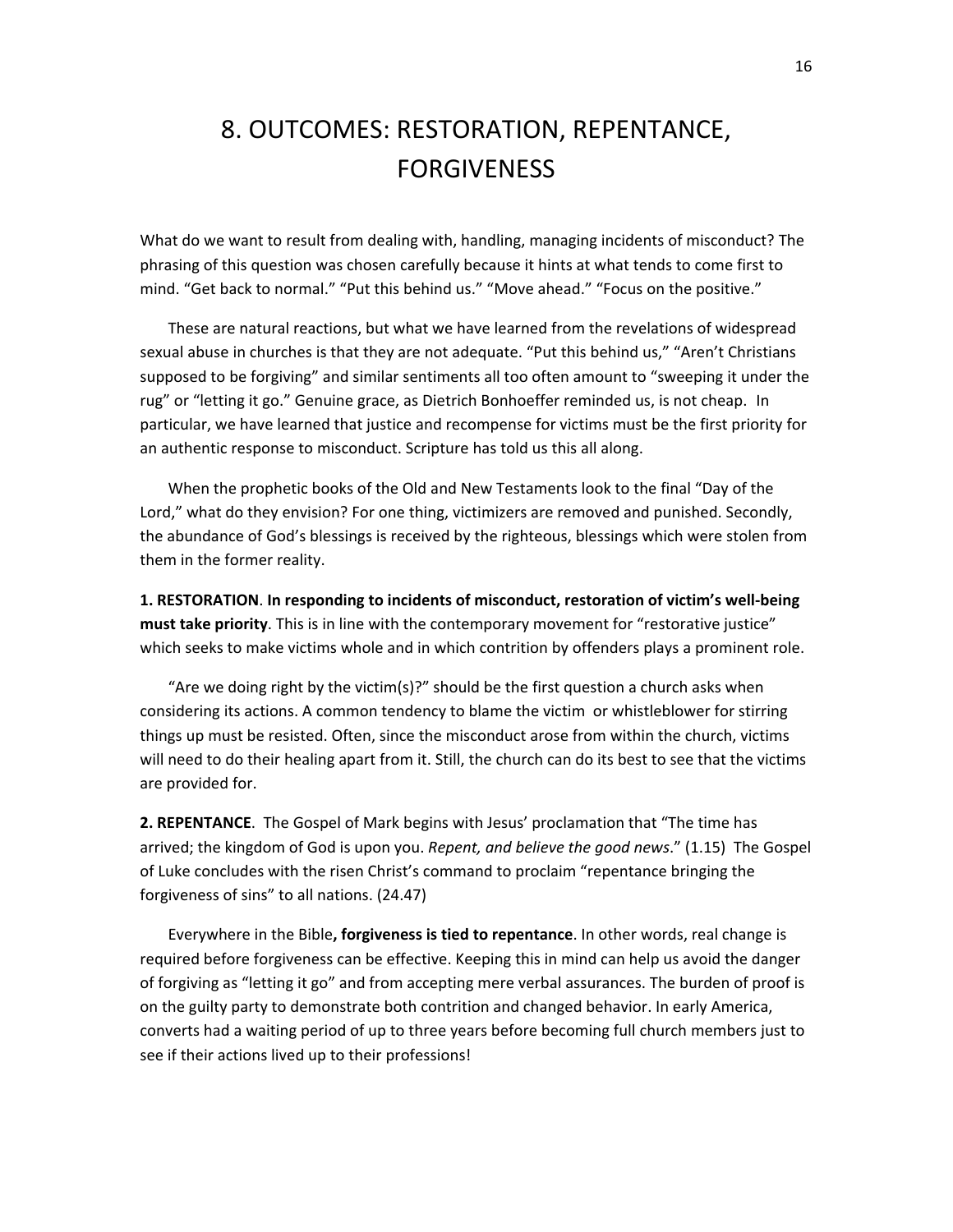# 8. OUTCOMES: RESTORATION, REPENTANCE, FORGIVENESS

What do we want to result from dealing with, handling, managing incidents of misconduct? The phrasing of this question was chosen carefully because it hints at what tends to come first to mind. “Get back to normal.” “Put this behind us.” “Move ahead.” “Focus on the positive.”

These are natural reactions, but what we have learned from the revelations of widespread sexual abuse in churches is that they are not adequate. “Put this behind us,” “Aren’t Christians supposed to be forgiving” and similar sentiments all too often amount to “sweeping it under the rug” or “letting it go.” Genuine grace, as Dietrich Bonhoeffer reminded us, is not cheap. In particular, we have learned that justice and recompense for victims must be the first priority for an authentic response to misconduct. Scripture has told us this all along.

When the prophetic books of the Old and New Testaments look to the final “Day of the Lord,” what do they envision? For one thing, victimizers are removed and punished. Secondly, the abundance of God’s blessings is received by the righteous, blessings which were stolen from them in the former reality.

**1. RESTORATION**. **In responding to incidents of misconduct, restoration of victim’s well-being must take priority**. This is in line with the contemporary movement for “restorative justice” which seeks to make victims whole and in which contrition by offenders plays a prominent role.

“Are we doing right by the victim(s)?” should be the first question a church asks when considering its actions. A common tendency to blame the victim or whistleblower for stirring things up must be resisted. Often, since the misconduct arose from within the church, victims will need to do their healing apart from it. Still, the church can do its best to see that the victims are provided for.

**2. REPENTANCE**. The Gospel of Mark begins with Jesus’ proclamation that “The time has arrived; the kingdom of God is upon you. *Repent, and believe the good news*.” (1.15) The Gospel of Luke concludes with the risen Christ’s command to proclaim “repentance bringing the forgiveness of sins” to all nations. (24.47)

Everywhere in the Bible**, forgiveness is tied to repentance**. In other words, real change is required before forgiveness can be effective. Keeping this in mind can help us avoid the danger of forgiving as “letting it go” and from accepting mere verbal assurances. The burden of proof is on the guilty party to demonstrate both contrition and changed behavior. In early America, converts had a waiting period of up to three years before becoming full church members just to see if their actions lived up to their professions!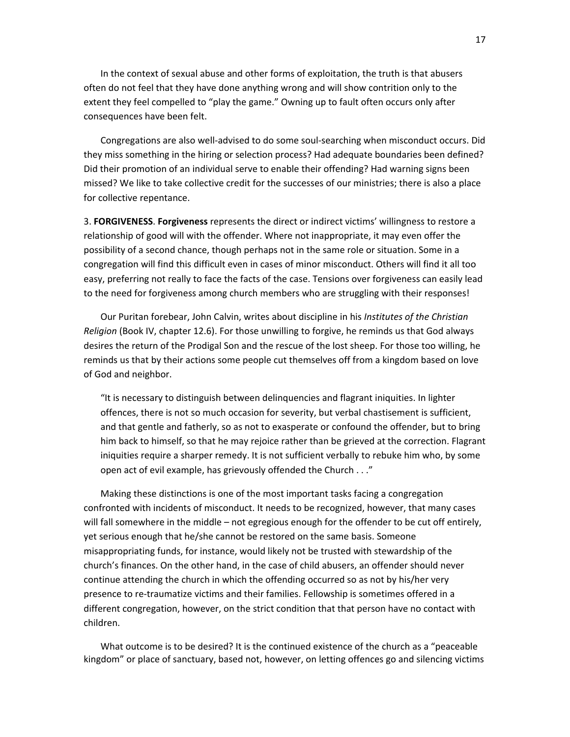In the context of sexual abuse and other forms of exploitation, the truth is that abusers often do not feel that they have done anything wrong and will show contrition only to the extent they feel compelled to "play the game." Owning up to fault often occurs only after consequences have been felt.

Congregations are also well-advised to do some soul-searching when misconduct occurs. Did they miss something in the hiring or selection process? Had adequate boundaries been defined? Did their promotion of an individual serve to enable their offending? Had warning signs been missed? We like to take collective credit for the successes of our ministries; there is also a place for collective repentance.

3. **FORGIVENESS**. **Forgiveness** represents the direct or indirect victims' willingness to restore a relationship of good will with the offender. Where not inappropriate, it may even offer the possibility of a second chance, though perhaps not in the same role or situation. Some in a congregation will find this difficult even in cases of minor misconduct. Others will find it all too easy, preferring not really to face the facts of the case. Tensions over forgiveness can easily lead to the need for forgiveness among church members who are struggling with their responses!

Our Puritan forebear, John Calvin, writes about discipline in his *Institutes of the Christian Religion* (Book IV, chapter 12.6). For those unwilling to forgive, he reminds us that God always desires the return of the Prodigal Son and the rescue of the lost sheep. For those too willing, he reminds us that by their actions some people cut themselves off from a kingdom based on love of God and neighbor.

> "It is necessary to distinguish between delinquencies and flagrant iniquities. In lighter offences, there is not so much occasion for severity, but verbal chastisement is sufficient, and that gentle and fatherly, so as not to exasperate or confound the offender, but to bring him back to himself, so that he may rejoice rather than be grieved at the correction. Flagrant iniquities require a sharper remedy. It is not sufficient verbally to rebuke him who, by some open act of evil example, has grievously offended the Church . . ."

Making these distinctions is one of the most important tasks facing a congregation confronted with incidents of misconduct. It needs to be recognized, however, that many cases will fall somewhere in the middle – not egregious enough for the offender to be cut off entirely, yet serious enough that he/she cannot be restored on the same basis. Someone misappropriating funds, for instance, would likely not be trusted with stewardship of the church's finances. On the other hand, in the case of child abusers, an offender should never continue attending the church in which the offending occurred so as not by his/her very presence to re-traumatize victims and their families. Fellowship is sometimes offered in a different congregation, however, on the strict condition that that person have no contact with children.

What outcome is to be desired? It is the continued existence of the church as a "peaceable kingdom" or place of sanctuary, based not, however, on letting offences go and silencing victims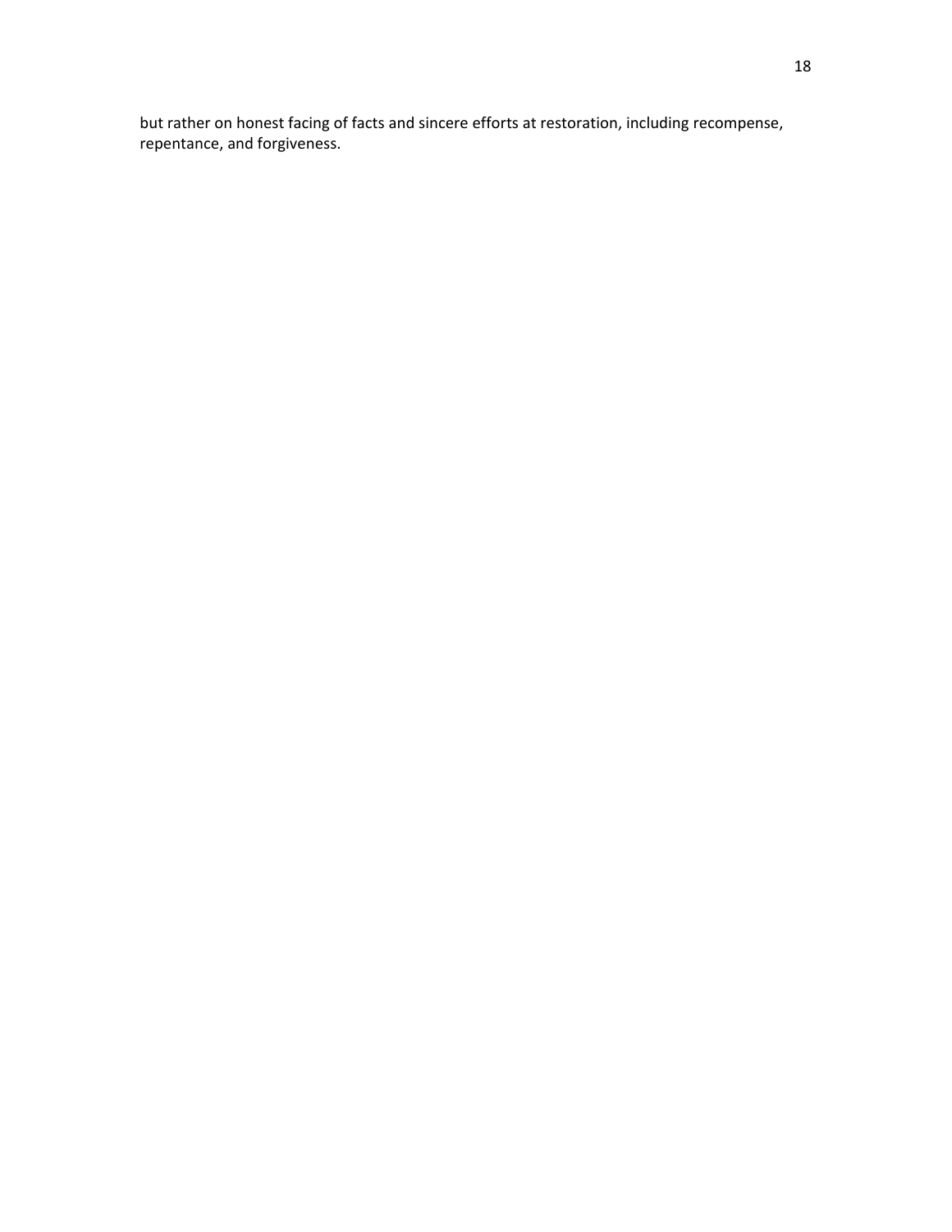but rather on honest facing of facts and sincere efforts at restoration, including recompense, repentance, and forgiveness.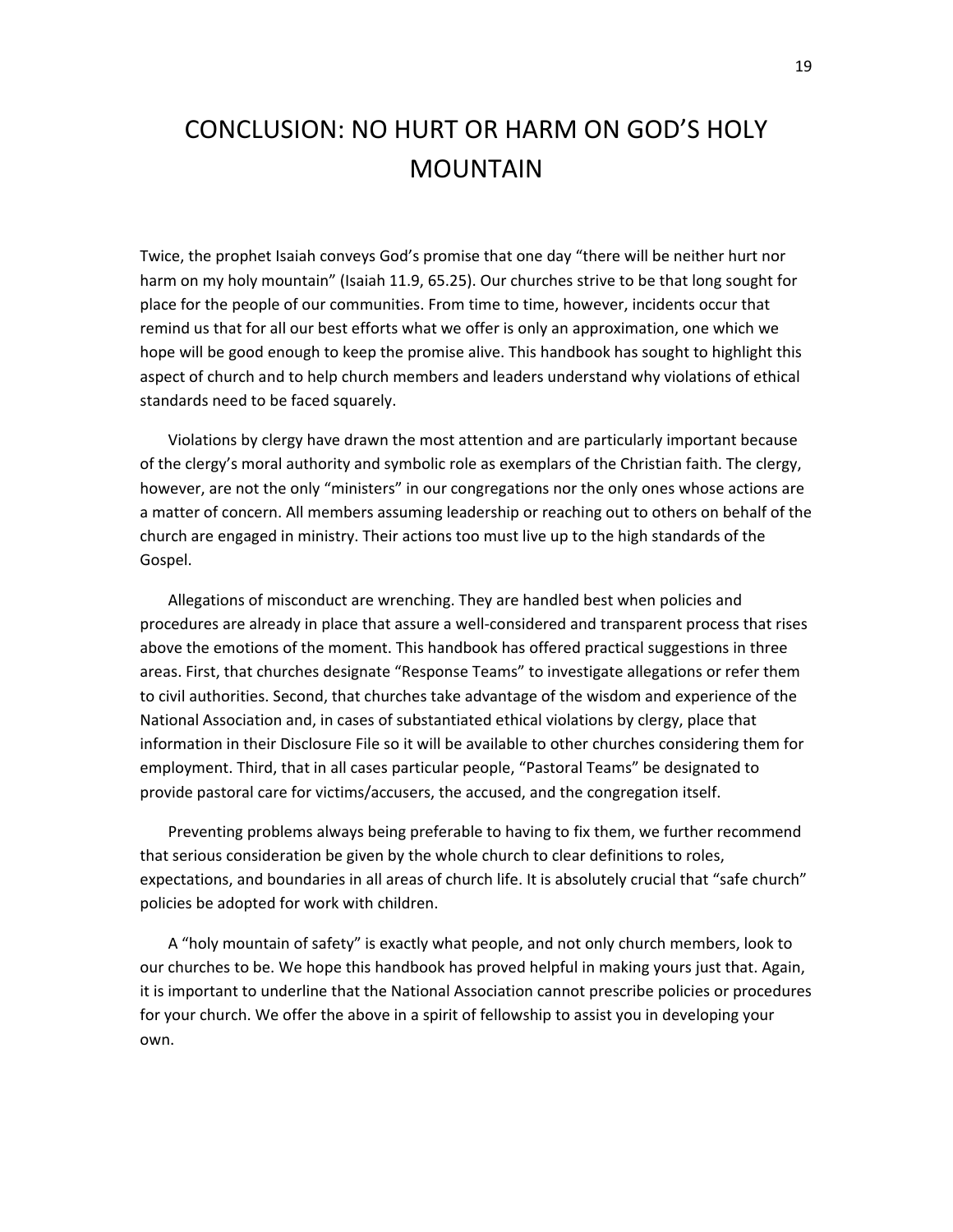# CONCLUSION: NO HURT OR HARM ON GOD'S HOLY MOUNTAIN

Twice, the prophet Isaiah conveys God's promise that one day "there will be neither hurt nor harm on my holy mountain" (Isaiah 11.9, 65.25). Our churches strive to be that long sought for place for the people of our communities. From time to time, however, incidents occur that remind us that for all our best efforts what we offer is only an approximation, one which we hope will be good enough to keep the promise alive. This handbook has sought to highlight this aspect of church and to help church members and leaders understand why violations of ethical standards need to be faced squarely.

Violations by clergy have drawn the most attention and are particularly important because of the clergy's moral authority and symbolic role as exemplars of the Christian faith. The clergy, however, are not the only "ministers" in our congregations nor the only ones whose actions are a matter of concern. All members assuming leadership or reaching out to others on behalf of the church are engaged in ministry. Their actions too must live up to the high standards of the Gospel.

Allegations of misconduct are wrenching. They are handled best when policies and procedures are already in place that assure a well-considered and transparent process that rises above the emotions of the moment. This handbook has offered practical suggestions in three areas. First, that churches designate "Response Teams" to investigate allegations or refer them to civil authorities. Second, that churches take advantage of the wisdom and experience of the National Association and, in cases of substantiated ethical violations by clergy, place that information in their Disclosure File so it will be available to other churches considering them for employment. Third, that in all cases particular people, "Pastoral Teams" be designated to provide pastoral care for victims/accusers, the accused, and the congregation itself.

Preventing problems always being preferable to having to fix them, we further recommend that serious consideration be given by the whole church to clear definitions to roles, expectations, and boundaries in all areas of church life. It is absolutely crucial that "safe church" policies be adopted for work with children.

A "holy mountain of safety" is exactly what people, and not only church members, look to our churches to be. We hope this handbook has proved helpful in making yours just that. Again, it is important to underline that the National Association cannot prescribe policies or procedures for your church. We offer the above in a spirit of fellowship to assist you in developing your own.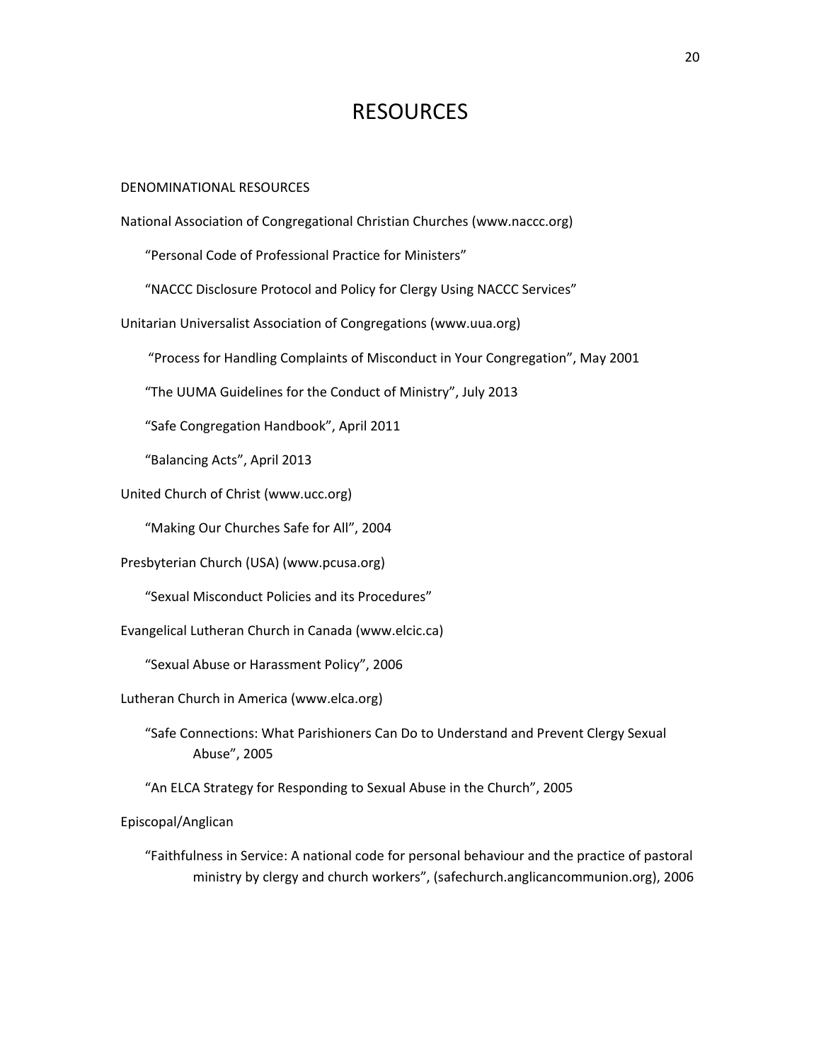# RESOURCES

DENOMINATIONAL RESOURCES

National Association of Congregational Christian Churches (www.naccc.org)

> "Personal Code of Professional Practice for Ministers"
>
> "NACCC Disclosure Protocol and Policy for Clergy Using NACCC Services"

Unitarian Universalist Association of Congregations (www.uua.org)

> "Process for Handling Complaints of Misconduct in Your Congregation", May 2001
>
> "The UUMA Guidelines for the Conduct of Ministry", July 2013
>
> "Safe Congregation Handbook", April 2011
>
> "Balancing Acts", April 2013

United Church of Christ (www.ucc.org)

> "Making Our Churches Safe for All", 2004

Presbyterian Church (USA) (www.pcusa.org)

> "Sexual Misconduct Policies and its Procedures"

Evangelical Lutheran Church in Canada (www.elcic.ca)

> "Sexual Abuse or Harassment Policy", 2006

Lutheran Church in America (www.elca.org)

> "Safe Connections: What Parishioners Can Do to Understand and Prevent Clergy Sexual Abuse", 2005
>
> "An ELCA Strategy for Responding to Sexual Abuse in the Church", 2005

Episcopal/Anglican

> "Faithfulness in Service: A national code for personal behaviour and the practice of pastoral ministry by clergy and church workers", (safechurch.anglicancommunion.org), 2006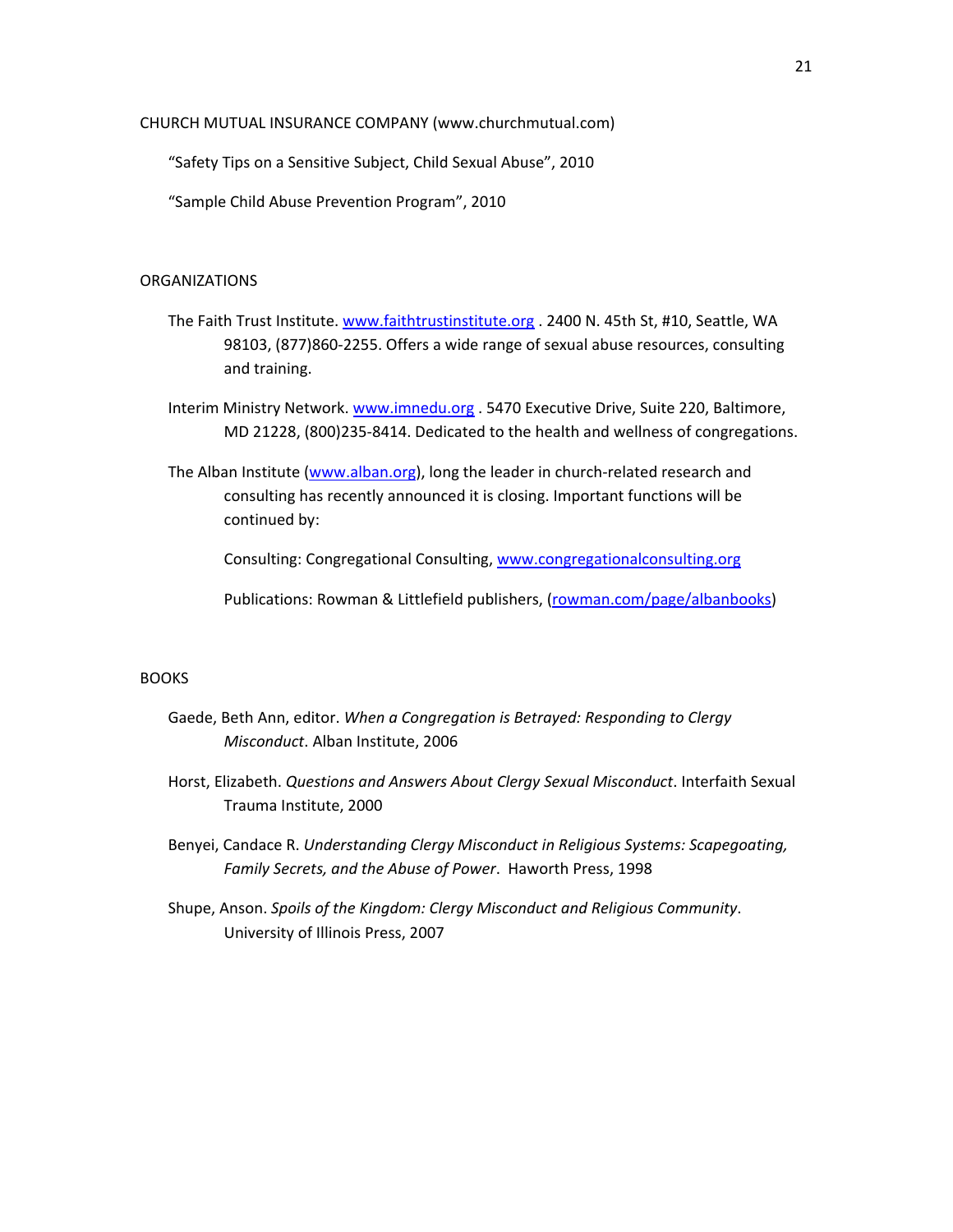CHURCH MUTUAL INSURANCE COMPANY (www.churchmutual.com)

"Safety Tips on a Sensitive Subject, Child Sexual Abuse", 2010

"Sample Child Abuse Prevention Program", 2010

ORGANIZATIONS

The Faith Trust Institute. www.faithtrustinstitute.org . 2400 N. 45th St, #10, Seattle, WA 98103, (877)860-2255. Offers a wide range of sexual abuse resources, consulting and training.

Interim Ministry Network. www.imnedu.org . 5470 Executive Drive, Suite 220, Baltimore, MD 21228, (800)235-8414. Dedicated to the health and wellness of congregations.

The Alban Institute (www.alban.org), long the leader in church-related research and consulting has recently announced it is closing. Important functions will be continued by:

Consulting: Congregational Consulting, www.congregationalconsulting.org

Publications: Rowman & Littlefield publishers, (rowman.com/page/albanbooks)

BOOKS

Gaede, Beth Ann, editor. *When a Congregation is Betrayed: Responding to Clergy Misconduct*. Alban Institute, 2006

Horst, Elizabeth. *Questions and Answers About Clergy Sexual Misconduct*. Interfaith Sexual Trauma Institute, 2000

Benyei, Candace R. *Understanding Clergy Misconduct in Religious Systems: Scapegoating, Family Secrets, and the Abuse of Power*. Haworth Press, 1998

Shupe, Anson. *Spoils of the Kingdom: Clergy Misconduct and Religious Community*. University of Illinois Press, 2007